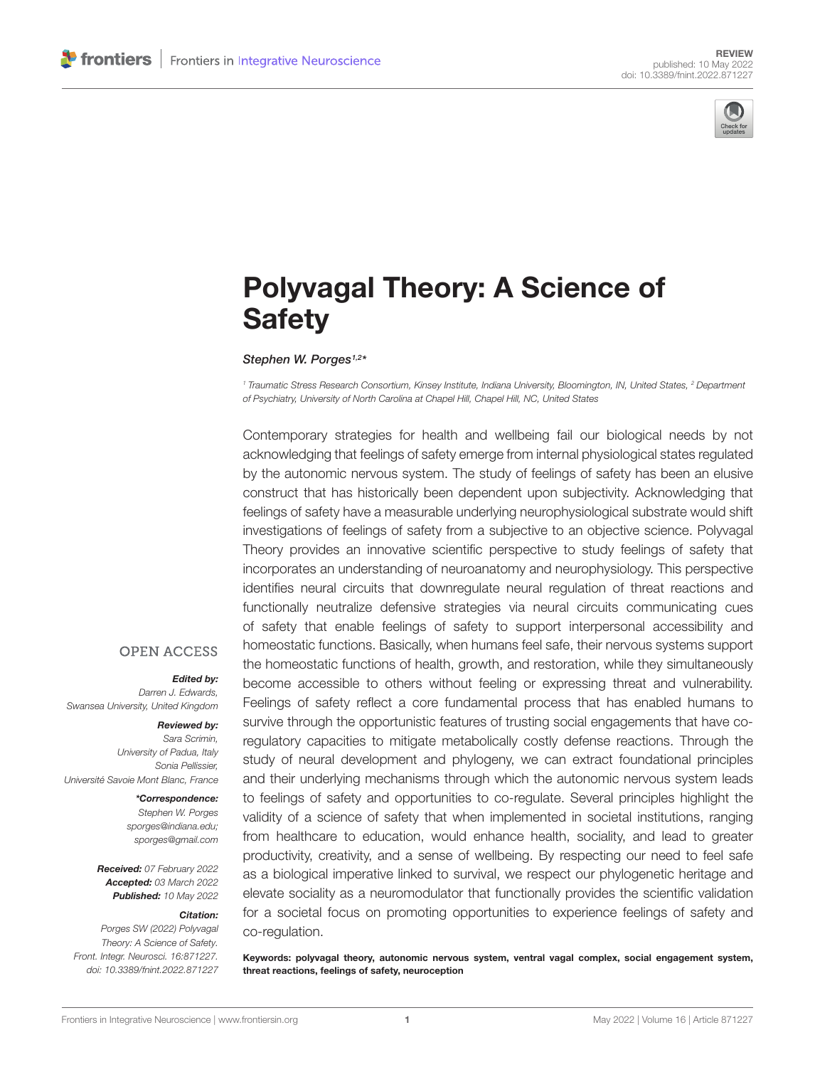REVIEW
published: 10 May 2022
doi: 10.3389/fnint.2022.871227

# Polyvagal Theory: A Science of Safety

*Stephen W. Porges*[1,2]*

[1] Traumatic Stress Research Consortium, Kinsey Institute, Indiana University, Bloomington, IN, United States, [2] Department of Psychiatry, University of North Carolina at Chapel Hill, Chapel Hill, NC, United States

Contemporary strategies for health and wellbeing fail our biological needs by not acknowledging that feelings of safety emerge from internal physiological states regulated by the autonomic nervous system. The study of feelings of safety has been an elusive construct that has historically been dependent upon subjectivity. Acknowledging that feelings of safety have a measurable underlying neurophysiological substrate would shift investigations of feelings of safety from a subjective to an objective science. Polyvagal Theory provides an innovative scientific perspective to study feelings of safety that incorporates an understanding of neuroanatomy and neurophysiology. This perspective identifies neural circuits that downregulate neural regulation of threat reactions and functionally neutralize defensive strategies via neural circuits communicating cues of safety that enable feelings of safety to support interpersonal accessibility and homeostatic functions. Basically, when humans feel safe, their nervous systems support the homeostatic functions of health, growth, and restoration, while they simultaneously become accessible to others without feeling or expressing threat and vulnerability. Feelings of safety reflect a core fundamental process that has enabled humans to survive through the opportunistic features of trusting social engagements that have co-regulatory capacities to mitigate metabolically costly defense reactions. Through the study of neural development and phylogeny, we can extract foundational principles and their underlying mechanisms through which the autonomic nervous system leads to feelings of safety and opportunities to co-regulate. Several principles highlight the validity of a science of safety that when implemented in societal institutions, ranging from healthcare to education, would enhance health, sociality, and lead to greater productivity, creativity, and a sense of wellbeing. By respecting our need to feel safe as a biological imperative linked to survival, we respect our phylogenetic heritage and elevate sociality as a neuromodulator that functionally provides the scientific validation for a societal focus on promoting opportunities to experience feelings of safety and co-regulation.

**Keywords: polyvagal theory, autonomic nervous system, ventral vagal complex, social engagement system, threat reactions, feelings of safety, neuroception**

OPEN ACCESS

***Edited by:***
Darren J. Edwards,
Swansea University, United Kingdom

***Reviewed by:***
Sara Scrimin,
University of Padua, Italy
Sonia Pellissier,
Université Savoie Mont Blanc, France

****Correspondence:***
Stephen W. Porges
sporges@indiana.edu;
sporges@gmail.com

**Received:** 07 February 2022
**Accepted:** 03 March 2022
**Published:** 10 May 2022

***Citation:***
Porges SW (2022) Polyvagal Theory: A Science of Safety.
Front. Integr. Neurosci. 16:871227.
doi: 10.3389/fnint.2022.871227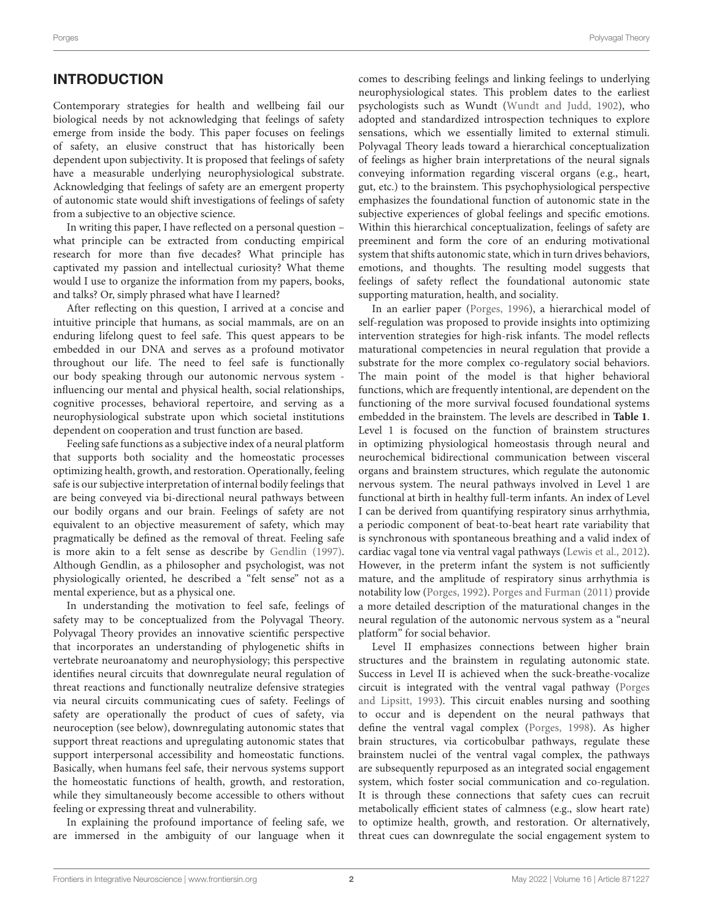## INTRODUCTION

Contemporary strategies for health and wellbeing fail our biological needs by not acknowledging that feelings of safety emerge from inside the body. This paper focuses on feelings of safety, an elusive construct that has historically been dependent upon subjectivity. It is proposed that feelings of safety have a measurable underlying neurophysiological substrate. Acknowledging that feelings of safety are an emergent property of autonomic state would shift investigations of feelings of safety from a subjective to an objective science.

In writing this paper, I have reflected on a personal question – what principle can be extracted from conducting empirical research for more than five decades? What principle has captivated my passion and intellectual curiosity? What theme would I use to organize the information from my papers, books, and talks? Or, simply phrased what have I learned?

After reflecting on this question, I arrived at a concise and intuitive principle that humans, as social mammals, are on an enduring lifelong quest to feel safe. This quest appears to be embedded in our DNA and serves as a profound motivator throughout our life. The need to feel safe is functionally our body speaking through our autonomic nervous system - influencing our mental and physical health, social relationships, cognitive processes, behavioral repertoire, and serving as a neurophysiological substrate upon which societal institutions dependent on cooperation and trust function are based.

Feeling safe functions as a subjective index of a neural platform that supports both sociality and the homeostatic processes optimizing health, growth, and restoration. Operationally, feeling safe is our subjective interpretation of internal bodily feelings that are being conveyed via bi-directional neural pathways between our bodily organs and our brain. Feelings of safety are not equivalent to an objective measurement of safety, which may pragmatically be defined as the removal of threat. Feeling safe is more akin to a felt sense as describe by Gendlin (1997). Although Gendlin, as a philosopher and psychologist, was not physiologically oriented, he described a "felt sense" not as a mental experience, but as a physical one.

In understanding the motivation to feel safe, feelings of safety may to be conceptualized from the Polyvagal Theory. Polyvagal Theory provides an innovative scientific perspective that incorporates an understanding of phylogenetic shifts in vertebrate neuroanatomy and neurophysiology; this perspective identifies neural circuits that downregulate neural regulation of threat reactions and functionally neutralize defensive strategies via neural circuits communicating cues of safety. Feelings of safety are operationally the product of cues of safety, via neuroception (see below), downregulating autonomic states that support threat reactions and upregulating autonomic states that support interpersonal accessibility and homeostatic functions. Basically, when humans feel safe, their nervous systems support the homeostatic functions of health, growth, and restoration, while they simultaneously become accessible to others without feeling or expressing threat and vulnerability.

In explaining the profound importance of feeling safe, we are immersed in the ambiguity of our language when it comes to describing feelings and linking feelings to underlying neurophysiological states. This problem dates to the earliest psychologists such as Wundt (Wundt and Judd, 1902), who adopted and standardized introspection techniques to explore sensations, which we essentially limited to external stimuli. Polyvagal Theory leads toward a hierarchical conceptualization of feelings as higher brain interpretations of the neural signals conveying information regarding visceral organs (e.g., heart, gut, etc.) to the brainstem. This psychophysiological perspective emphasizes the foundational function of autonomic state in the subjective experiences of global feelings and specific emotions. Within this hierarchical conceptualization, feelings of safety are preeminent and form the core of an enduring motivational system that shifts autonomic state, which in turn drives behaviors, emotions, and thoughts. The resulting model suggests that feelings of safety reflect the foundational autonomic state supporting maturation, health, and sociality.

In an earlier paper (Porges, 1996), a hierarchical model of self-regulation was proposed to provide insights into optimizing intervention strategies for high-risk infants. The model reflects maturational competencies in neural regulation that provide a substrate for the more complex co-regulatory social behaviors. The main point of the model is that higher behavioral functions, which are frequently intentional, are dependent on the functioning of the more survival focused foundational systems embedded in the brainstem. The levels are described in **Table 1**. Level 1 is focused on the function of brainstem structures in optimizing physiological homeostasis through neural and neurochemical bidirectional communication between visceral organs and brainstem structures, which regulate the autonomic nervous system. The neural pathways involved in Level 1 are functional at birth in healthy full-term infants. An index of Level I can be derived from quantifying respiratory sinus arrhythmia, a periodic component of beat-to-beat heart rate variability that is synchronous with spontaneous breathing and a valid index of cardiac vagal tone via ventral vagal pathways (Lewis et al., 2012). However, in the preterm infant the system is not sufficiently mature, and the amplitude of respiratory sinus arrhythmia is notability low (Porges, 1992). Porges and Furman (2011) provide a more detailed description of the maturational changes in the neural regulation of the autonomic nervous system as a "neural platform" for social behavior.

Level II emphasizes connections between higher brain structures and the brainstem in regulating autonomic state. Success in Level II is achieved when the suck-breathe-vocalize circuit is integrated with the ventral vagal pathway (Porges and Lipsitt, 1993). This circuit enables nursing and soothing to occur and is dependent on the neural pathways that define the ventral vagal complex (Porges, 1998). As higher brain structures, via corticobulbar pathways, regulate these brainstem nuclei of the ventral vagal complex, the pathways are subsequently repurposed as an integrated social engagement system, which foster social communication and co-regulation. It is through these connections that safety cues can recruit metabolically efficient states of calmness (e.g., slow heart rate) to optimize health, growth, and restoration. Or alternatively, threat cues can downregulate the social engagement system to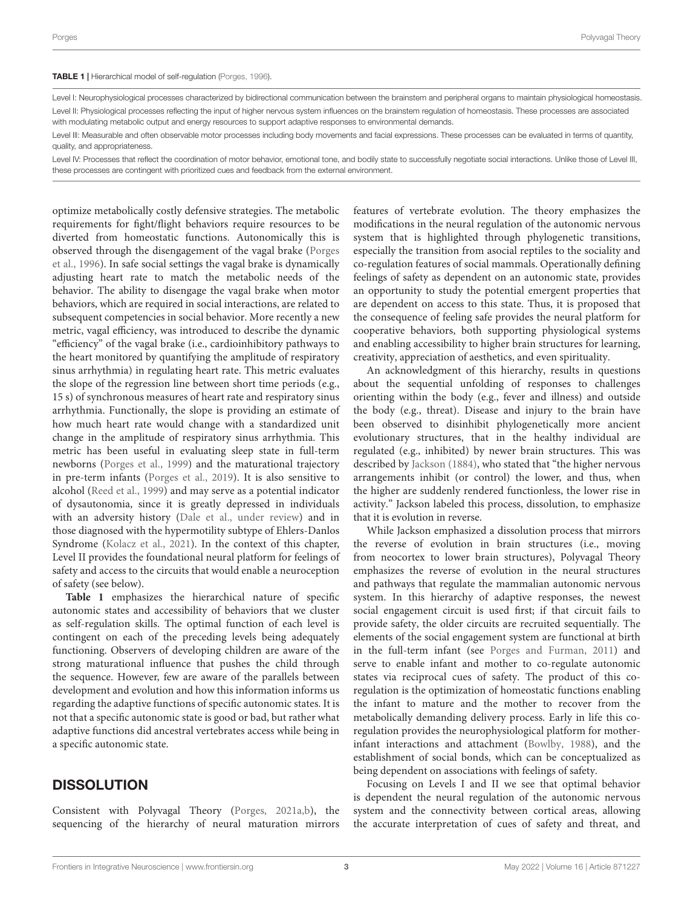**TABLE 1** | Hierarchical model of self-regulation (Porges, 1996).

Level I: Neurophysiological processes characterized by bidirectional communication between the brainstem and peripheral organs to maintain physiological homeostasis.

Level II: Physiological processes reflecting the input of higher nervous system influences on the brainstem regulation of homeostasis. These processes are associated with modulating metabolic output and energy resources to support adaptive responses to environmental demands.

Level III: Measurable and often observable motor processes including body movements and facial expressions. These processes can be evaluated in terms of quantity, quality, and appropriateness.

Level IV: Processes that reflect the coordination of motor behavior, emotional tone, and bodily state to successfully negotiate social interactions. Unlike those of Level III, these processes are contingent with prioritized cues and feedback from the external environment.

optimize metabolically costly defensive strategies. The metabolic requirements for fight/flight behaviors require resources to be diverted from homeostatic functions. Autonomically this is observed through the disengagement of the vagal brake (Porges et al., 1996). In safe social settings the vagal brake is dynamically adjusting heart rate to match the metabolic needs of the behavior. The ability to disengage the vagal brake when motor behaviors, which are required in social interactions, are related to subsequent competencies in social behavior. More recently a new metric, vagal efficiency, was introduced to describe the dynamic "efficiency" of the vagal brake (i.e., cardioinhibitory pathways to the heart monitored by quantifying the amplitude of respiratory sinus arrhythmia) in regulating heart rate. This metric evaluates the slope of the regression line between short time periods (e.g., 15 s) of synchronous measures of heart rate and respiratory sinus arrhythmia. Functionally, the slope is providing an estimate of how much heart rate would change with a standardized unit change in the amplitude of respiratory sinus arrhythmia. This metric has been useful in evaluating sleep state in full-term newborns (Porges et al., 1999) and the maturational trajectory in pre-term infants (Porges et al., 2019). It is also sensitive to alcohol (Reed et al., 1999) and may serve as a potential indicator of dysautonomia, since it is greatly depressed in individuals with an adversity history (Dale et al., under review) and in those diagnosed with the hypermotility subtype of Ehlers-Danlos Syndrome (Kolacz et al., 2021). In the context of this chapter, Level II provides the foundational neural platform for feelings of safety and access to the circuits that would enable a neuroception of safety (see below).

**Table 1** emphasizes the hierarchical nature of specific autonomic states and accessibility of behaviors that we cluster as self-regulation skills. The optimal function of each level is contingent on each of the preceding levels being adequately functioning. Observers of developing children are aware of the strong maturational influence that pushes the child through the sequence. However, few are aware of the parallels between development and evolution and how this information informs us regarding the adaptive functions of specific autonomic states. It is not that a specific autonomic state is good or bad, but rather what adaptive functions did ancestral vertebrates access while being in a specific autonomic state.

## DISSOLUTION

Consistent with Polyvagal Theory (Porges, 2021a,b), the sequencing of the hierarchy of neural maturation mirrors features of vertebrate evolution. The theory emphasizes the modifications in the neural regulation of the autonomic nervous system that is highlighted through phylogenetic transitions, especially the transition from asocial reptiles to the sociality and co-regulation features of social mammals. Operationally defining feelings of safety as dependent on an autonomic state, provides an opportunity to study the potential emergent properties that are dependent on access to this state. Thus, it is proposed that the consequence of feeling safe provides the neural platform for cooperative behaviors, both supporting physiological systems and enabling accessibility to higher brain structures for learning, creativity, appreciation of aesthetics, and even spirituality.

An acknowledgment of this hierarchy, results in questions about the sequential unfolding of responses to challenges orienting within the body (e.g., fever and illness) and outside the body (e.g., threat). Disease and injury to the brain have been observed to disinhibit phylogenetically more ancient evolutionary structures, that in the healthy individual are regulated (e.g., inhibited) by newer brain structures. This was described by Jackson (1884), who stated that "the higher nervous arrangements inhibit (or control) the lower, and thus, when the higher are suddenly rendered functionless, the lower rise in activity." Jackson labeled this process, dissolution, to emphasize that it is evolution in reverse.

While Jackson emphasized a dissolution process that mirrors the reverse of evolution in brain structures (i.e., moving from neocortex to lower brain structures), Polyvagal Theory emphasizes the reverse of evolution in the neural structures and pathways that regulate the mammalian autonomic nervous system. In this hierarchy of adaptive responses, the newest social engagement circuit is used first; if that circuit fails to provide safety, the older circuits are recruited sequentially. The elements of the social engagement system are functional at birth in the full-term infant (see Porges and Furman, 2011) and serve to enable infant and mother to co-regulate autonomic states via reciprocal cues of safety. The product of this co-regulation is the optimization of homeostatic functions enabling the infant to mature and the mother to recover from the metabolically demanding delivery process. Early in life this co-regulation provides the neurophysiological platform for mother-infant interactions and attachment (Bowlby, 1988), and the establishment of social bonds, which can be conceptualized as being dependent on associations with feelings of safety.

Focusing on Levels I and II we see that optimal behavior is dependent the neural regulation of the autonomic nervous system and the connectivity between cortical areas, allowing the accurate interpretation of cues of safety and threat, and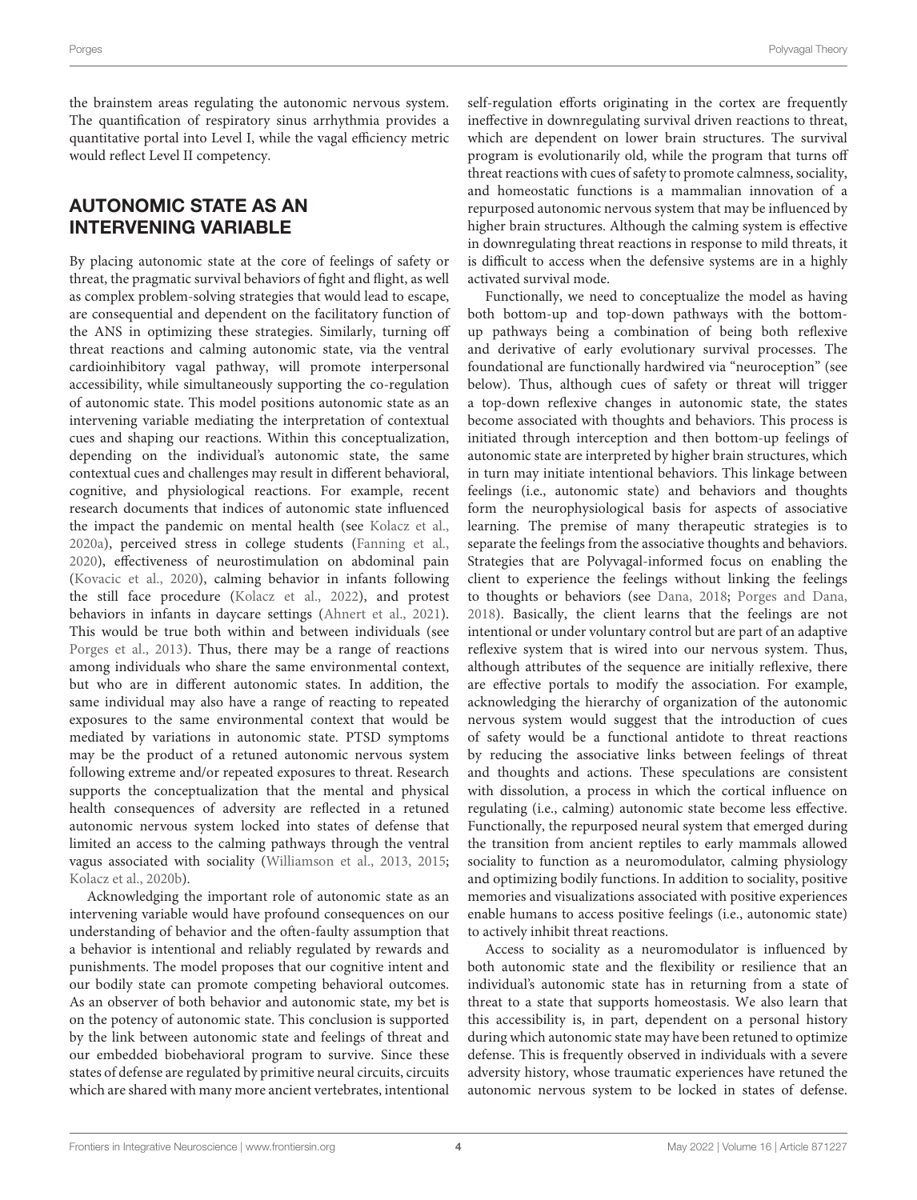the brainstem areas regulating the autonomic nervous system. The quantification of respiratory sinus arrhythmia provides a quantitative portal into Level I, while the vagal efficiency metric would reflect Level II competency.

## AUTONOMIC STATE AS AN INTERVENING VARIABLE

By placing autonomic state at the core of feelings of safety or threat, the pragmatic survival behaviors of fight and flight, as well as complex problem-solving strategies that would lead to escape, are consequential and dependent on the facilitatory function of the ANS in optimizing these strategies. Similarly, turning off threat reactions and calming autonomic state, via the ventral cardioinhibitory vagal pathway, will promote interpersonal accessibility, while simultaneously supporting the co-regulation of autonomic state. This model positions autonomic state as an intervening variable mediating the interpretation of contextual cues and shaping our reactions. Within this conceptualization, depending on the individual's autonomic state, the same contextual cues and challenges may result in different behavioral, cognitive, and physiological reactions. For example, recent research documents that indices of autonomic state influenced the impact the pandemic on mental health (see Kolacz et al., 2020a), perceived stress in college students (Fanning et al., 2020), effectiveness of neurostimulation on abdominal pain (Kovacic et al., 2020), calming behavior in infants following the still face procedure (Kolacz et al., 2022), and protest behaviors in infants in daycare settings (Ahnert et al., 2021). This would be true both within and between individuals (see Porges et al., 2013). Thus, there may be a range of reactions among individuals who share the same environmental context, but who are in different autonomic states. In addition, the same individual may also have a range of reacting to repeated exposures to the same environmental context that would be mediated by variations in autonomic state. PTSD symptoms may be the product of a retuned autonomic nervous system following extreme and/or repeated exposures to threat. Research supports the conceptualization that the mental and physical health consequences of adversity are reflected in a retuned autonomic nervous system locked into states of defense that limited an access to the calming pathways through the ventral vagus associated with sociality (Williamson et al., 2013, 2015; Kolacz et al., 2020b).

Acknowledging the important role of autonomic state as an intervening variable would have profound consequences on our understanding of behavior and the often-faulty assumption that a behavior is intentional and reliably regulated by rewards and punishments. The model proposes that our cognitive intent and our bodily state can promote competing behavioral outcomes. As an observer of both behavior and autonomic state, my bet is on the potency of autonomic state. This conclusion is supported by the link between autonomic state and feelings of threat and our embedded biobehavioral program to survive. Since these states of defense are regulated by primitive neural circuits, circuits which are shared with many more ancient vertebrates, intentional self-regulation efforts originating in the cortex are frequently ineffective in downregulating survival driven reactions to threat, which are dependent on lower brain structures. The survival program is evolutionarily old, while the program that turns off threat reactions with cues of safety to promote calmness, sociality, and homeostatic functions is a mammalian innovation of a repurposed autonomic nervous system that may be influenced by higher brain structures. Although the calming system is effective in downregulating threat reactions in response to mild threats, it is difficult to access when the defensive systems are in a highly activated survival mode.

Functionally, we need to conceptualize the model as having both bottom-up and top-down pathways with the bottom-up pathways being a combination of being both reflexive and derivative of early evolutionary survival processes. The foundational are functionally hardwired via "neuroception" (see below). Thus, although cues of safety or threat will trigger a top-down reflexive changes in autonomic state, the states become associated with thoughts and behaviors. This process is initiated through interception and then bottom-up feelings of autonomic state are interpreted by higher brain structures, which in turn may initiate intentional behaviors. This linkage between feelings (i.e., autonomic state) and behaviors and thoughts form the neurophysiological basis for aspects of associative learning. The premise of many therapeutic strategies is to separate the feelings from the associative thoughts and behaviors. Strategies that are Polyvagal-informed focus on enabling the client to experience the feelings without linking the feelings to thoughts or behaviors (see Dana, 2018; Porges and Dana, 2018). Basically, the client learns that the feelings are not intentional or under voluntary control but are part of an adaptive reflexive system that is wired into our nervous system. Thus, although attributes of the sequence are initially reflexive, there are effective portals to modify the association. For example, acknowledging the hierarchy of organization of the autonomic nervous system would suggest that the introduction of cues of safety would be a functional antidote to threat reactions by reducing the associative links between feelings of threat and thoughts and actions. These speculations are consistent with dissolution, a process in which the cortical influence on regulating (i.e., calming) autonomic state become less effective. Functionally, the repurposed neural system that emerged during the transition from ancient reptiles to early mammals allowed sociality to function as a neuromodulator, calming physiology and optimizing bodily functions. In addition to sociality, positive memories and visualizations associated with positive experiences enable humans to access positive feelings (i.e., autonomic state) to actively inhibit threat reactions.

Access to sociality as a neuromodulator is influenced by both autonomic state and the flexibility or resilience that an individual's autonomic state has in returning from a state of threat to a state that supports homeostasis. We also learn that this accessibility is, in part, dependent on a personal history during which autonomic state may have been retuned to optimize defense. This is frequently observed in individuals with a severe adversity history, whose traumatic experiences have retuned the autonomic nervous system to be locked in states of defense.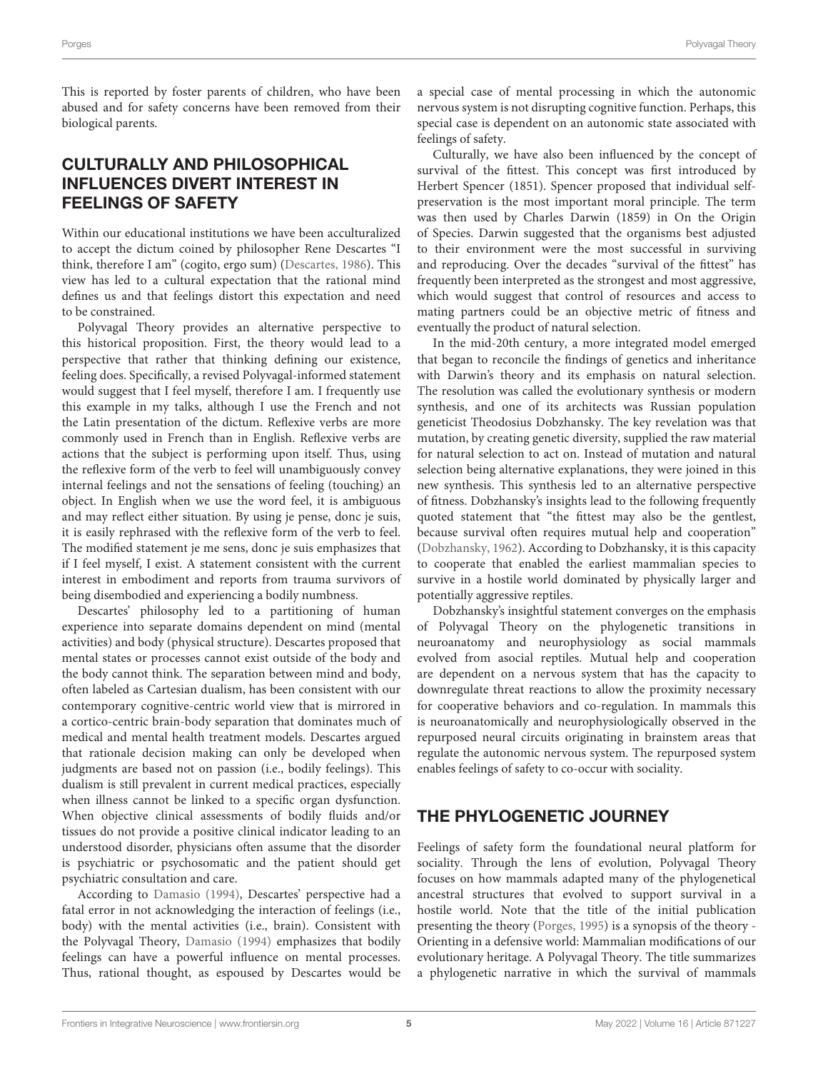This is reported by foster parents of children, who have been abused and for safety concerns have been removed from their biological parents.

## CULTURALLY AND PHILOSOPHICAL INFLUENCES DIVERT INTEREST IN FEELINGS OF SAFETY

Within our educational institutions we have been acculturalized to accept the dictum coined by philosopher Rene Descartes "I think, therefore I am" (cogito, ergo sum) (Descartes, 1986). This view has led to a cultural expectation that the rational mind defines us and that feelings distort this expectation and need to be constrained.

Polyvagal Theory provides an alternative perspective to this historical proposition. First, the theory would lead to a perspective that rather that thinking defining our existence, feeling does. Specifically, a revised Polyvagal-informed statement would suggest that I feel myself, therefore I am. I frequently use this example in my talks, although I use the French and not the Latin presentation of the dictum. Reflexive verbs are more commonly used in French than in English. Reflexive verbs are actions that the subject is performing upon itself. Thus, using the reflexive form of the verb to feel will unambiguously convey internal feelings and not the sensations of feeling (touching) an object. In English when we use the word feel, it is ambiguous and may reflect either situation. By using je pense, donc je suis, it is easily rephrased with the reflexive form of the verb to feel. The modified statement je me sens, donc je suis emphasizes that if I feel myself, I exist. A statement consistent with the current interest in embodiment and reports from trauma survivors of being disembodied and experiencing a bodily numbness.

Descartes' philosophy led to a partitioning of human experience into separate domains dependent on mind (mental activities) and body (physical structure). Descartes proposed that mental states or processes cannot exist outside of the body and the body cannot think. The separation between mind and body, often labeled as Cartesian dualism, has been consistent with our contemporary cognitive-centric world view that is mirrored in a cortico-centric brain-body separation that dominates much of medical and mental health treatment models. Descartes argued that rationale decision making can only be developed when judgments are based not on passion (i.e., bodily feelings). This dualism is still prevalent in current medical practices, especially when illness cannot be linked to a specific organ dysfunction. When objective clinical assessments of bodily fluids and/or tissues do not provide a positive clinical indicator leading to an understood disorder, physicians often assume that the disorder is psychiatric or psychosomatic and the patient should get psychiatric consultation and care.

According to Damasio (1994), Descartes' perspective had a fatal error in not acknowledging the interaction of feelings (i.e., body) with the mental activities (i.e., brain). Consistent with the Polyvagal Theory, Damasio (1994) emphasizes that bodily feelings can have a powerful influence on mental processes. Thus, rational thought, as espoused by Descartes would be a special case of mental processing in which the autonomic nervous system is not disrupting cognitive function. Perhaps, this special case is dependent on an autonomic state associated with feelings of safety.

Culturally, we have also been influenced by the concept of survival of the fittest. This concept was first introduced by Herbert Spencer (1851). Spencer proposed that individual self-preservation is the most important moral principle. The term was then used by Charles Darwin (1859) in On the Origin of Species. Darwin suggested that the organisms best adjusted to their environment were the most successful in surviving and reproducing. Over the decades "survival of the fittest" has frequently been interpreted as the strongest and most aggressive, which would suggest that control of resources and access to mating partners could be an objective metric of fitness and eventually the product of natural selection.

In the mid-20th century, a more integrated model emerged that began to reconcile the findings of genetics and inheritance with Darwin's theory and its emphasis on natural selection. The resolution was called the evolutionary synthesis or modern synthesis, and one of its architects was Russian population geneticist Theodosius Dobzhansky. The key revelation was that mutation, by creating genetic diversity, supplied the raw material for natural selection to act on. Instead of mutation and natural selection being alternative explanations, they were joined in this new synthesis. This synthesis led to an alternative perspective of fitness. Dobzhansky's insights lead to the following frequently quoted statement that "the fittest may also be the gentlest, because survival often requires mutual help and cooperation" (Dobzhansky, 1962). According to Dobzhansky, it is this capacity to cooperate that enabled the earliest mammalian species to survive in a hostile world dominated by physically larger and potentially aggressive reptiles.

Dobzhansky's insightful statement converges on the emphasis of Polyvagal Theory on the phylogenetic transitions in neuroanatomy and neurophysiology as social mammals evolved from asocial reptiles. Mutual help and cooperation are dependent on a nervous system that has the capacity to downregulate threat reactions to allow the proximity necessary for cooperative behaviors and co-regulation. In mammals this is neuroanatomically and neurophysiologically observed in the repurposed neural circuits originating in brainstem areas that regulate the autonomic nervous system. The repurposed system enables feelings of safety to co-occur with sociality.

## THE PHYLOGENETIC JOURNEY

Feelings of safety form the foundational neural platform for sociality. Through the lens of evolution, Polyvagal Theory focuses on how mammals adapted many of the phylogenetical ancestral structures that evolved to support survival in a hostile world. Note that the title of the initial publication presenting the theory (Porges, 1995) is a synopsis of the theory - Orienting in a defensive world: Mammalian modifications of our evolutionary heritage. A Polyvagal Theory. The title summarizes a phylogenetic narrative in which the survival of mammals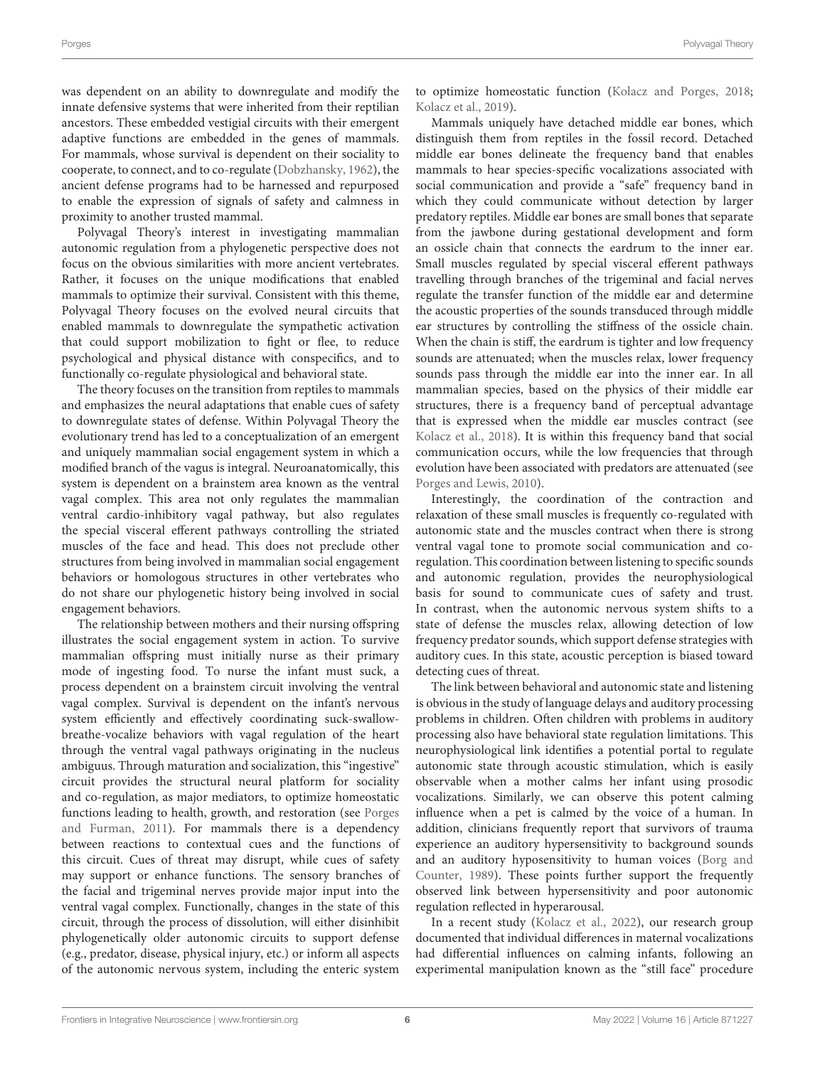was dependent on an ability to downregulate and modify the innate defensive systems that were inherited from their reptilian ancestors. These embedded vestigial circuits with their emergent adaptive functions are embedded in the genes of mammals. For mammals, whose survival is dependent on their sociality to cooperate, to connect, and to co-regulate (Dobzhansky, 1962), the ancient defense programs had to be harnessed and repurposed to enable the expression of signals of safety and calmness in proximity to another trusted mammal.

Polyvagal Theory's interest in investigating mammalian autonomic regulation from a phylogenetic perspective does not focus on the obvious similarities with more ancient vertebrates. Rather, it focuses on the unique modifications that enabled mammals to optimize their survival. Consistent with this theme, Polyvagal Theory focuses on the evolved neural circuits that enabled mammals to downregulate the sympathetic activation that could support mobilization to fight or flee, to reduce psychological and physical distance with conspecifics, and to functionally co-regulate physiological and behavioral state.

The theory focuses on the transition from reptiles to mammals and emphasizes the neural adaptations that enable cues of safety to downregulate states of defense. Within Polyvagal Theory the evolutionary trend has led to a conceptualization of an emergent and uniquely mammalian social engagement system in which a modified branch of the vagus is integral. Neuroanatomically, this system is dependent on a brainstem area known as the ventral vagal complex. This area not only regulates the mammalian ventral cardio-inhibitory vagal pathway, but also regulates the special visceral efferent pathways controlling the striated muscles of the face and head. This does not preclude other structures from being involved in mammalian social engagement behaviors or homologous structures in other vertebrates who do not share our phylogenetic history being involved in social engagement behaviors.

The relationship between mothers and their nursing offspring illustrates the social engagement system in action. To survive mammalian offspring must initially nurse as their primary mode of ingesting food. To nurse the infant must suck, a process dependent on a brainstem circuit involving the ventral vagal complex. Survival is dependent on the infant's nervous system efficiently and effectively coordinating suck-swallow-breathe-vocalize behaviors with vagal regulation of the heart through the ventral vagal pathways originating in the nucleus ambiguus. Through maturation and socialization, this "ingestive" circuit provides the structural neural platform for sociality and co-regulation, as major mediators, to optimize homeostatic functions leading to health, growth, and restoration (see Porges and Furman, 2011). For mammals there is a dependency between reactions to contextual cues and the functions of this circuit. Cues of threat may disrupt, while cues of safety may support or enhance functions. The sensory branches of the facial and trigeminal nerves provide major input into the ventral vagal complex. Functionally, changes in the state of this circuit, through the process of dissolution, will either disinhibit phylogenetically older autonomic circuits to support defense (e.g., predator, disease, physical injury, etc.) or inform all aspects of the autonomic nervous system, including the enteric system to optimize homeostatic function (Kolacz and Porges, 2018; Kolacz et al., 2019).

Mammals uniquely have detached middle ear bones, which distinguish them from reptiles in the fossil record. Detached middle ear bones delineate the frequency band that enables mammals to hear species-specific vocalizations associated with social communication and provide a "safe" frequency band in which they could communicate without detection by larger predatory reptiles. Middle ear bones are small bones that separate from the jawbone during gestational development and form an ossicle chain that connects the eardrum to the inner ear. Small muscles regulated by special visceral efferent pathways travelling through branches of the trigeminal and facial nerves regulate the transfer function of the middle ear and determine the acoustic properties of the sounds transduced through middle ear structures by controlling the stiffness of the ossicle chain. When the chain is stiff, the eardrum is tighter and low frequency sounds are attenuated; when the muscles relax, lower frequency sounds pass through the middle ear into the inner ear. In all mammalian species, based on the physics of their middle ear structures, there is a frequency band of perceptual advantage that is expressed when the middle ear muscles contract (see Kolacz et al., 2018). It is within this frequency band that social communication occurs, while the low frequencies that through evolution have been associated with predators are attenuated (see Porges and Lewis, 2010).

Interestingly, the coordination of the contraction and relaxation of these small muscles is frequently co-regulated with autonomic state and the muscles contract when there is strong ventral vagal tone to promote social communication and co-regulation. This coordination between listening to specific sounds and autonomic regulation, provides the neurophysiological basis for sound to communicate cues of safety and trust. In contrast, when the autonomic nervous system shifts to a state of defense the muscles relax, allowing detection of low frequency predator sounds, which support defense strategies with auditory cues. In this state, acoustic perception is biased toward detecting cues of threat.

The link between behavioral and autonomic state and listening is obvious in the study of language delays and auditory processing problems in children. Often children with problems in auditory processing also have behavioral state regulation limitations. This neurophysiological link identifies a potential portal to regulate autonomic state through acoustic stimulation, which is easily observable when a mother calms her infant using prosodic vocalizations. Similarly, we can observe this potent calming influence when a pet is calmed by the voice of a human. In addition, clinicians frequently report that survivors of trauma experience an auditory hypersensitivity to background sounds and an auditory hyposensitivity to human voices (Borg and Counter, 1989). These points further support the frequently observed link between hypersensitivity and poor autonomic regulation reflected in hyperarousal.

In a recent study (Kolacz et al., 2022), our research group documented that individual differences in maternal vocalizations had differential influences on calming infants, following an experimental manipulation known as the "still face" procedure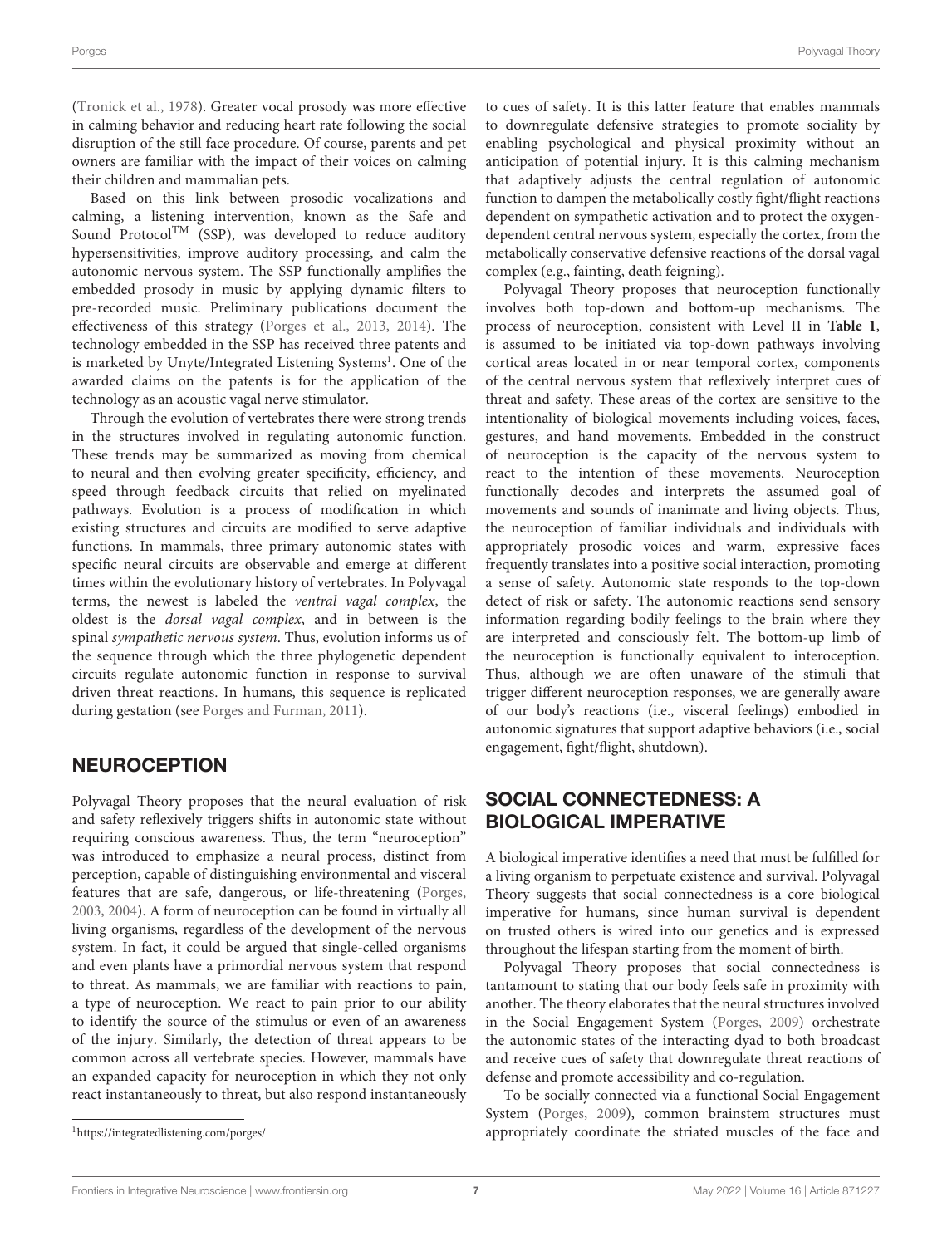(Tronick et al., 1978). Greater vocal prosody was more effective in calming behavior and reducing heart rate following the social disruption of the still face procedure. Of course, parents and pet owners are familiar with the impact of their voices on calming their children and mammalian pets.

Based on this link between prosodic vocalizations and calming, a listening intervention, known as the Safe and Sound Protocol™ (SSP), was developed to reduce auditory hypersensitivities, improve auditory processing, and calm the autonomic nervous system. The SSP functionally amplifies the embedded prosody in music by applying dynamic filters to pre-recorded music. Preliminary publications document the effectiveness of this strategy (Porges et al., 2013, 2014). The technology embedded in the SSP has received three patents and is marketed by Unyte/Integrated Listening Systems[1]. One of the awarded claims on the patents is for the application of the technology as an acoustic vagal nerve stimulator.

Through the evolution of vertebrates there were strong trends in the structures involved in regulating autonomic function. These trends may be summarized as moving from chemical to neural and then evolving greater specificity, efficiency, and speed through feedback circuits that relied on myelinated pathways. Evolution is a process of modification in which existing structures and circuits are modified to serve adaptive functions. In mammals, three primary autonomic states with specific neural circuits are observable and emerge at different times within the evolutionary history of vertebrates. In Polyvagal terms, the newest is labeled the *ventral vagal complex*, the oldest is the *dorsal vagal complex*, and in between is the spinal *sympathetic nervous system*. Thus, evolution informs us of the sequence through which the three phylogenetic dependent circuits regulate autonomic function in response to survival driven threat reactions. In humans, this sequence is replicated during gestation (see Porges and Furman, 2011).

## NEUROCEPTION

Polyvagal Theory proposes that the neural evaluation of risk and safety reflexively triggers shifts in autonomic state without requiring conscious awareness. Thus, the term "neuroception" was introduced to emphasize a neural process, distinct from perception, capable of distinguishing environmental and visceral features that are safe, dangerous, or life-threatening (Porges, 2003, 2004). A form of neuroception can be found in virtually all living organisms, regardless of the development of the nervous system. In fact, it could be argued that single-celled organisms and even plants have a primordial nervous system that respond to threat. As mammals, we are familiar with reactions to pain, a type of neuroception. We react to pain prior to our ability to identify the source of the stimulus or even of an awareness of the injury. Similarly, the detection of threat appears to be common across all vertebrate species. However, mammals have an expanded capacity for neuroception in which they not only react instantaneously to threat, but also respond instantaneously to cues of safety. It is this latter feature that enables mammals to downregulate defensive strategies to promote sociality by enabling psychological and physical proximity without an anticipation of potential injury. It is this calming mechanism that adaptively adjusts the central regulation of autonomic function to dampen the metabolically costly fight/flight reactions dependent on sympathetic activation and to protect the oxygen-dependent central nervous system, especially the cortex, from the metabolically conservative defensive reactions of the dorsal vagal complex (e.g., fainting, death feigning).

Polyvagal Theory proposes that neuroception functionally involves both top-down and bottom-up mechanisms. The process of neuroception, consistent with Level II in **Table 1**, is assumed to be initiated via top-down pathways involving cortical areas located in or near temporal cortex, components of the central nervous system that reflexively interpret cues of threat and safety. These areas of the cortex are sensitive to the intentionality of biological movements including voices, faces, gestures, and hand movements. Embedded in the construct of neuroception is the capacity of the nervous system to react to the intention of these movements. Neuroception functionally decodes and interprets the assumed goal of movements and sounds of inanimate and living objects. Thus, the neuroception of familiar individuals and individuals with appropriately prosodic voices and warm, expressive faces frequently translates into a positive social interaction, promoting a sense of safety. Autonomic state responds to the top-down detect of risk or safety. The autonomic reactions send sensory information regarding bodily feelings to the brain where they are interpreted and consciously felt. The bottom-up limb of the neuroception is functionally equivalent to interoception. Thus, although we are often unaware of the stimuli that trigger different neuroception responses, we are generally aware of our body's reactions (i.e., visceral feelings) embodied in autonomic signatures that support adaptive behaviors (i.e., social engagement, fight/flight, shutdown).

## SOCIAL CONNECTEDNESS: A BIOLOGICAL IMPERATIVE

A biological imperative identifies a need that must be fulfilled for a living organism to perpetuate existence and survival. Polyvagal Theory suggests that social connectedness is a core biological imperative for humans, since human survival is dependent on trusted others is wired into our genetics and is expressed throughout the lifespan starting from the moment of birth.

Polyvagal Theory proposes that social connectedness is tantamount to stating that our body feels safe in proximity with another. The theory elaborates that the neural structures involved in the Social Engagement System (Porges, 2009) orchestrate the autonomic states of the interacting dyad to both broadcast and receive cues of safety that downregulate threat reactions of defense and promote accessibility and co-regulation.

To be socially connected via a functional Social Engagement System (Porges, 2009), common brainstem structures must appropriately coordinate the striated muscles of the face and

[1] https://integratedlistening.com/porges/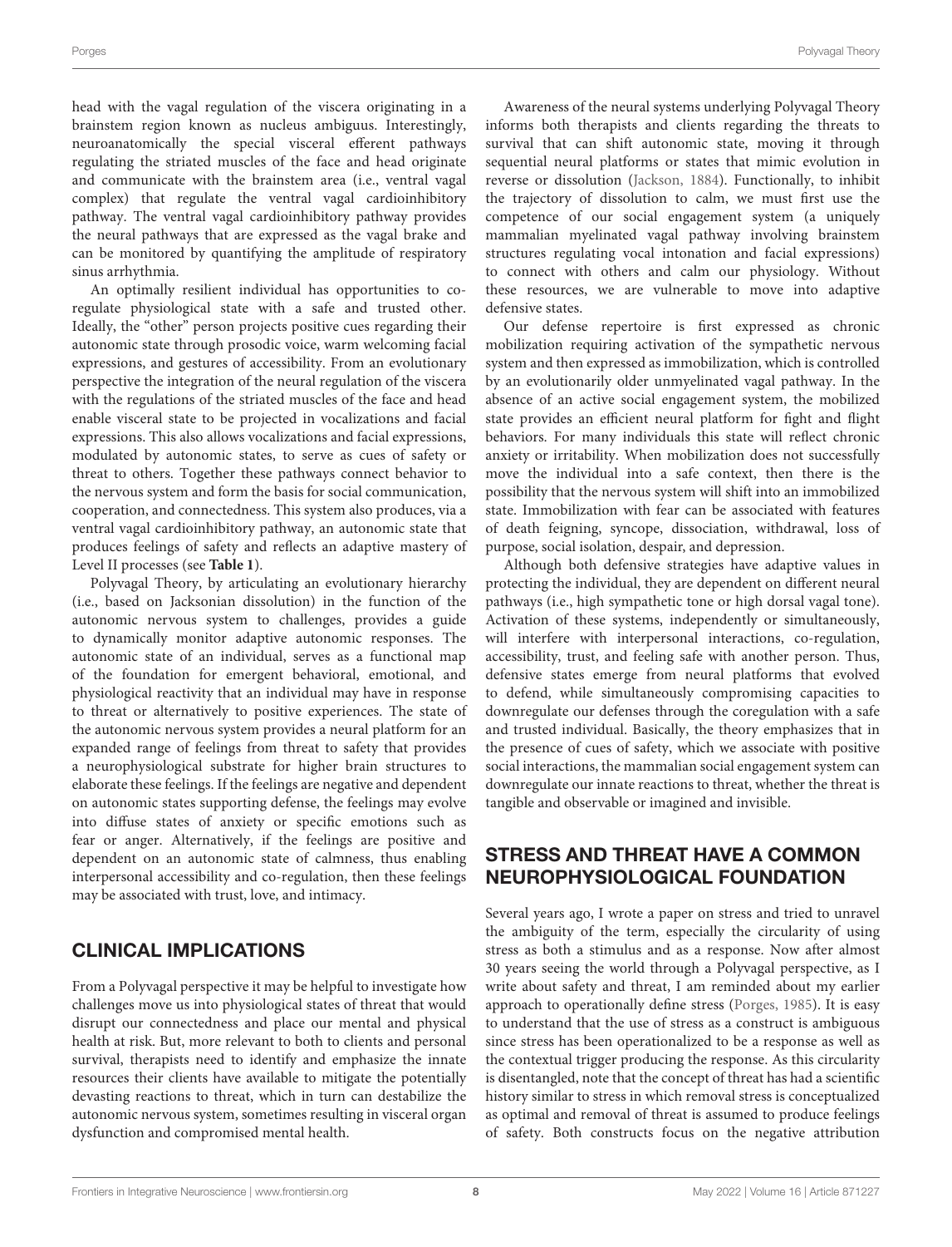head with the vagal regulation of the viscera originating in a brainstem region known as nucleus ambiguus. Interestingly, neuroanatomically the special visceral efferent pathways regulating the striated muscles of the face and head originate and communicate with the brainstem area (i.e., ventral vagal complex) that regulate the ventral vagal cardioinhibitory pathway. The ventral vagal cardioinhibitory pathway provides the neural pathways that are expressed as the vagal brake and can be monitored by quantifying the amplitude of respiratory sinus arrhythmia.

An optimally resilient individual has opportunities to co-regulate physiological state with a safe and trusted other. Ideally, the "other" person projects positive cues regarding their autonomic state through prosodic voice, warm welcoming facial expressions, and gestures of accessibility. From an evolutionary perspective the integration of the neural regulation of the viscera with the regulations of the striated muscles of the face and head enable visceral state to be projected in vocalizations and facial expressions. This also allows vocalizations and facial expressions, modulated by autonomic states, to serve as cues of safety or threat to others. Together these pathways connect behavior to the nervous system and form the basis for social communication, cooperation, and connectedness. This system also produces, via a ventral vagal cardioinhibitory pathway, an autonomic state that produces feelings of safety and reflects an adaptive mastery of Level II processes (see **Table 1**).

Polyvagal Theory, by articulating an evolutionary hierarchy (i.e., based on Jacksonian dissolution) in the function of the autonomic nervous system to challenges, provides a guide to dynamically monitor adaptive autonomic responses. The autonomic state of an individual, serves as a functional map of the foundation for emergent behavioral, emotional, and physiological reactivity that an individual may have in response to threat or alternatively to positive experiences. The state of the autonomic nervous system provides a neural platform for an expanded range of feelings from threat to safety that provides a neurophysiological substrate for higher brain structures to elaborate these feelings. If the feelings are negative and dependent on autonomic states supporting defense, the feelings may evolve into diffuse states of anxiety or specific emotions such as fear or anger. Alternatively, if the feelings are positive and dependent on an autonomic state of calmness, thus enabling interpersonal accessibility and co-regulation, then these feelings may be associated with trust, love, and intimacy.

## CLINICAL IMPLICATIONS

From a Polyvagal perspective it may be helpful to investigate how challenges move us into physiological states of threat that would disrupt our connectedness and place our mental and physical health at risk. But, more relevant to both to clients and personal survival, therapists need to identify and emphasize the innate resources their clients have available to mitigate the potentially devasting reactions to threat, which in turn can destabilize the autonomic nervous system, sometimes resulting in visceral organ dysfunction and compromised mental health.

Awareness of the neural systems underlying Polyvagal Theory informs both therapists and clients regarding the threats to survival that can shift autonomic state, moving it through sequential neural platforms or states that mimic evolution in reverse or dissolution (Jackson, 1884). Functionally, to inhibit the trajectory of dissolution to calm, we must first use the competence of our social engagement system (a uniquely mammalian myelinated vagal pathway involving brainstem structures regulating vocal intonation and facial expressions) to connect with others and calm our physiology. Without these resources, we are vulnerable to move into adaptive defensive states.

Our defense repertoire is first expressed as chronic mobilization requiring activation of the sympathetic nervous system and then expressed as immobilization, which is controlled by an evolutionarily older unmyelinated vagal pathway. In the absence of an active social engagement system, the mobilized state provides an efficient neural platform for fight and flight behaviors. For many individuals this state will reflect chronic anxiety or irritability. When mobilization does not successfully move the individual into a safe context, then there is the possibility that the nervous system will shift into an immobilized state. Immobilization with fear can be associated with features of death feigning, syncope, dissociation, withdrawal, loss of purpose, social isolation, despair, and depression.

Although both defensive strategies have adaptive values in protecting the individual, they are dependent on different neural pathways (i.e., high sympathetic tone or high dorsal vagal tone). Activation of these systems, independently or simultaneously, will interfere with interpersonal interactions, co-regulation, accessibility, trust, and feeling safe with another person. Thus, defensive states emerge from neural platforms that evolved to defend, while simultaneously compromising capacities to downregulate our defenses through the coregulation with a safe and trusted individual. Basically, the theory emphasizes that in the presence of cues of safety, which we associate with positive social interactions, the mammalian social engagement system can downregulate our innate reactions to threat, whether the threat is tangible and observable or imagined and invisible.

## STRESS AND THREAT HAVE A COMMON NEUROPHYSIOLOGICAL FOUNDATION

Several years ago, I wrote a paper on stress and tried to unravel the ambiguity of the term, especially the circularity of using stress as both a stimulus and as a response. Now after almost 30 years seeing the world through a Polyvagal perspective, as I write about safety and threat, I am reminded about my earlier approach to operationally define stress (Porges, 1985). It is easy to understand that the use of stress as a construct is ambiguous since stress has been operationalized to be a response as well as the contextual trigger producing the response. As this circularity is disentangled, note that the concept of threat has had a scientific history similar to stress in which removal stress is conceptualized as optimal and removal of threat is assumed to produce feelings of safety. Both constructs focus on the negative attribution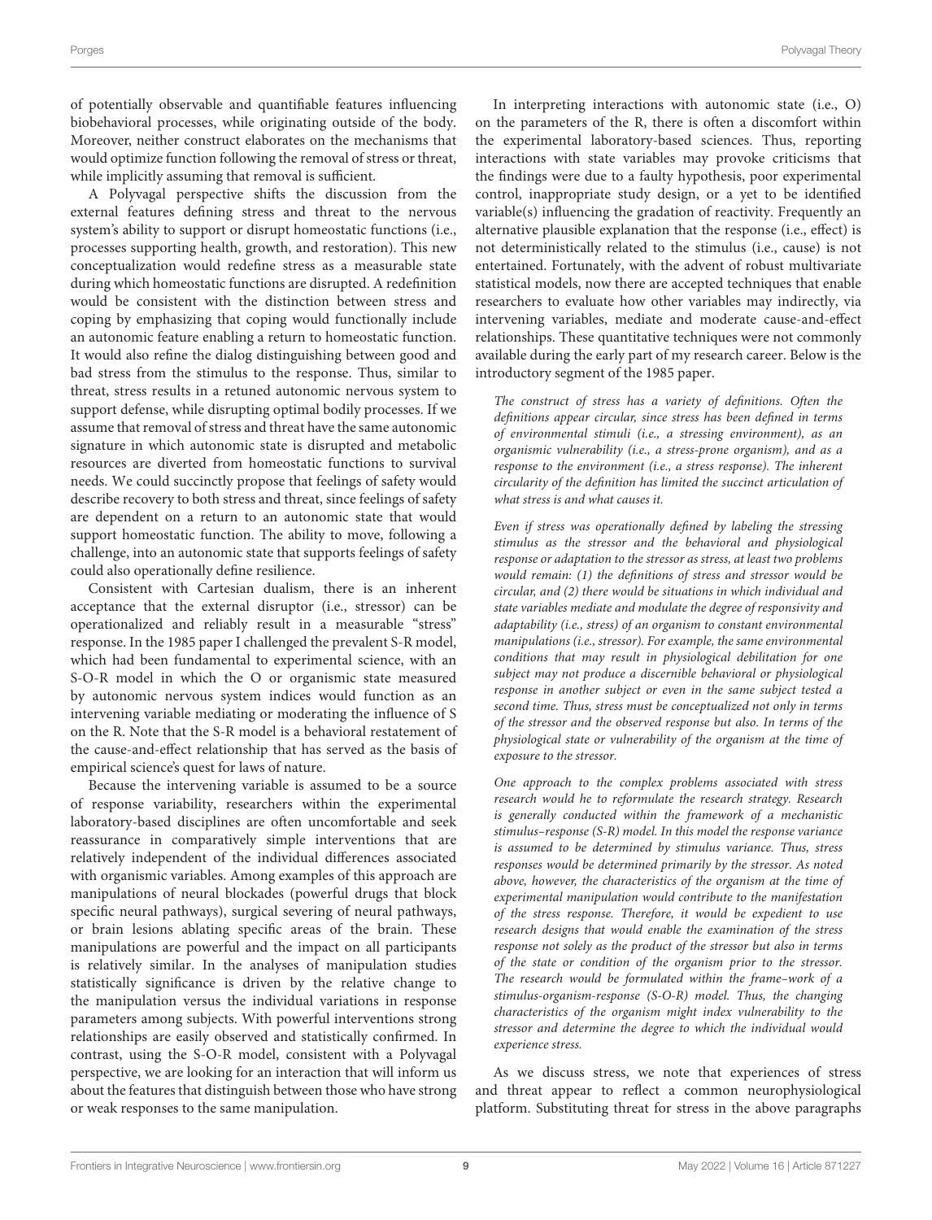of potentially observable and quantifiable features influencing biobehavioral processes, while originating outside of the body. Moreover, neither construct elaborates on the mechanisms that would optimize function following the removal of stress or threat, while implicitly assuming that removal is sufficient.

A Polyvagal perspective shifts the discussion from the external features defining stress and threat to the nervous system's ability to support or disrupt homeostatic functions (i.e., processes supporting health, growth, and restoration). This new conceptualization would redefine stress as a measurable state during which homeostatic functions are disrupted. A redefinition would be consistent with the distinction between stress and coping by emphasizing that coping would functionally include an autonomic feature enabling a return to homeostatic function. It would also refine the dialog distinguishing between good and bad stress from the stimulus to the response. Thus, similar to threat, stress results in a retuned autonomic nervous system to support defense, while disrupting optimal bodily processes. If we assume that removal of stress and threat have the same autonomic signature in which autonomic state is disrupted and metabolic resources are diverted from homeostatic functions to survival needs. We could succinctly propose that feelings of safety would describe recovery to both stress and threat, since feelings of safety are dependent on a return to an autonomic state that would support homeostatic function. The ability to move, following a challenge, into an autonomic state that supports feelings of safety could also operationally define resilience.

Consistent with Cartesian dualism, there is an inherent acceptance that the external disruptor (i.e., stressor) can be operationalized and reliably result in a measurable "stress" response. In the 1985 paper I challenged the prevalent S-R model, which had been fundamental to experimental science, with an S-O-R model in which the O or organismic state measured by autonomic nervous system indices would function as an intervening variable mediating or moderating the influence of S on the R. Note that the S-R model is a behavioral restatement of the cause-and-effect relationship that has served as the basis of empirical science's quest for laws of nature.

Because the intervening variable is assumed to be a source of response variability, researchers within the experimental laboratory-based disciplines are often uncomfortable and seek reassurance in comparatively simple interventions that are relatively independent of the individual differences associated with organismic variables. Among examples of this approach are manipulations of neural blockades (powerful drugs that block specific neural pathways), surgical severing of neural pathways, or brain lesions ablating specific areas of the brain. These manipulations are powerful and the impact on all participants is relatively similar. In the analyses of manipulation studies statistically significance is driven by the relative change to the manipulation versus the individual variations in response parameters among subjects. With powerful interventions strong relationships are easily observed and statistically confirmed. In contrast, using the S-O-R model, consistent with a Polyvagal perspective, we are looking for an interaction that will inform us about the features that distinguish between those who have strong or weak responses to the same manipulation.

In interpreting interactions with autonomic state (i.e., O) on the parameters of the R, there is often a discomfort within the experimental laboratory-based sciences. Thus, reporting interactions with state variables may provoke criticisms that the findings were due to a faulty hypothesis, poor experimental control, inappropriate study design, or a yet to be identified variable(s) influencing the gradation of reactivity. Frequently an alternative plausible explanation that the response (i.e., effect) is not deterministically related to the stimulus (i.e., cause) is not entertained. Fortunately, with the advent of robust multivariate statistical models, now there are accepted techniques that enable researchers to evaluate how other variables may indirectly, via intervening variables, mediate and moderate cause-and-effect relationships. These quantitative techniques were not commonly available during the early part of my research career. Below is the introductory segment of the 1985 paper.

*The construct of stress has a variety of definitions. Often the definitions appear circular, since stress has been defined in terms of environmental stimuli (i.e., a stressing environment), as an organismic vulnerability (i.e., a stress-prone organism), and as a response to the environment (i.e., a stress response). The inherent circularity of the definition has limited the succinct articulation of what stress is and what causes it.*

*Even if stress was operationally defined by labeling the stressing stimulus as the stressor and the behavioral and physiological response or adaptation to the stressor as stress, at least two problems would remain: (1) the definitions of stress and stressor would be circular, and (2) there would be situations in which individual and state variables mediate and modulate the degree of responsivity and adaptability (i.e., stress) of an organism to constant environmental manipulations (i.e., stressor). For example, the same environmental conditions that may result in physiological debilitation for one subject may not produce a discernible behavioral or physiological response in another subject or even in the same subject tested a second time. Thus, stress must be conceptualized not only in terms of the stressor and the observed response but also. In terms of the physiological state or vulnerability of the organism at the time of exposure to the stressor.*

*One approach to the complex problems associated with stress research would he to reformulate the research strategy. Research is generally conducted within the framework of a mechanistic stimulus–response (S-R) model. In this model the response variance is assumed to be determined by stimulus variance. Thus, stress responses would be determined primarily by the stressor. As noted above, however, the characteristics of the organism at the time of experimental manipulation would contribute to the manifestation of the stress response. Therefore, it would be expedient to use research designs that would enable the examination of the stress response not solely as the product of the stressor but also in terms of the state or condition of the organism prior to the stressor. The research would be formulated within the frame–work of a stimulus-organism-response (S-O-R) model. Thus, the changing characteristics of the organism might index vulnerability to the stressor and determine the degree to which the individual would experience stress.*

As we discuss stress, we note that experiences of stress and threat appear to reflect a common neurophysiological platform. Substituting threat for stress in the above paragraphs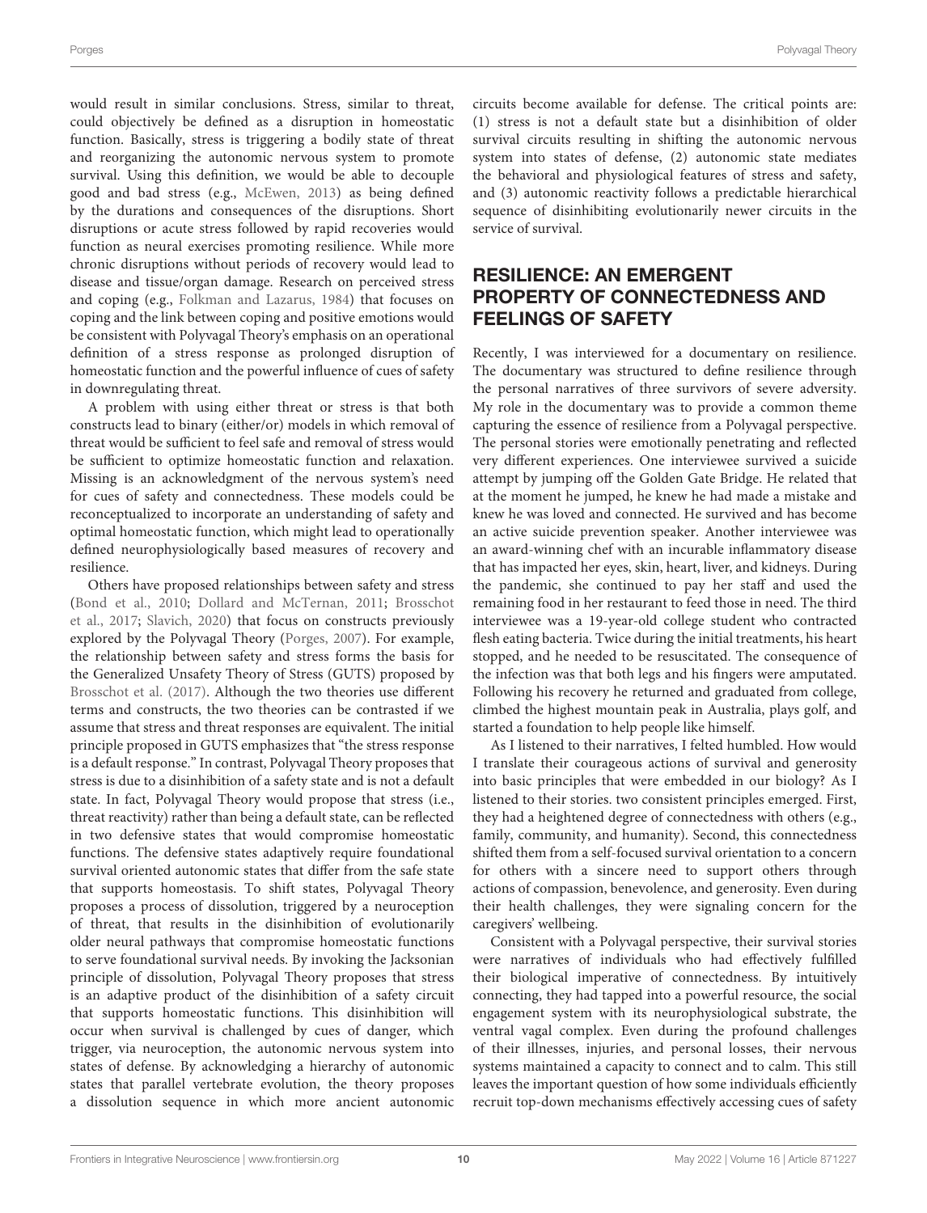would result in similar conclusions. Stress, similar to threat, could objectively be defined as a disruption in homeostatic function. Basically, stress is triggering a bodily state of threat and reorganizing the autonomic nervous system to promote survival. Using this definition, we would be able to decouple good and bad stress (e.g., McEwen, 2013) as being defined by the durations and consequences of the disruptions. Short disruptions or acute stress followed by rapid recoveries would function as neural exercises promoting resilience. While more chronic disruptions without periods of recovery would lead to disease and tissue/organ damage. Research on perceived stress and coping (e.g., Folkman and Lazarus, 1984) that focuses on coping and the link between coping and positive emotions would be consistent with Polyvagal Theory's emphasis on an operational definition of a stress response as prolonged disruption of homeostatic function and the powerful influence of cues of safety in downregulating threat.

A problem with using either threat or stress is that both constructs lead to binary (either/or) models in which removal of threat would be sufficient to feel safe and removal of stress would be sufficient to optimize homeostatic function and relaxation. Missing is an acknowledgment of the nervous system's need for cues of safety and connectedness. These models could be reconceptualized to incorporate an understanding of safety and optimal homeostatic function, which might lead to operationally defined neurophysiologically based measures of recovery and resilience.

Others have proposed relationships between safety and stress (Bond et al., 2010; Dollard and McTernan, 2011; Brosschot et al., 2017; Slavich, 2020) that focus on constructs previously explored by the Polyvagal Theory (Porges, 2007). For example, the relationship between safety and stress forms the basis for the Generalized Unsafety Theory of Stress (GUTS) proposed by Brosschot et al. (2017). Although the two theories use different terms and constructs, the two theories can be contrasted if we assume that stress and threat responses are equivalent. The initial principle proposed in GUTS emphasizes that "the stress response is a default response." In contrast, Polyvagal Theory proposes that stress is due to a disinhibition of a safety state and is not a default state. In fact, Polyvagal Theory would propose that stress (i.e., threat reactivity) rather than being a default state, can be reflected in two defensive states that would compromise homeostatic functions. The defensive states adaptively require foundational survival oriented autonomic states that differ from the safe state that supports homeostasis. To shift states, Polyvagal Theory proposes a process of dissolution, triggered by a neuroception of threat, that results in the disinhibition of evolutionarily older neural pathways that compromise homeostatic functions to serve foundational survival needs. By invoking the Jacksonian principle of dissolution, Polyvagal Theory proposes that stress is an adaptive product of the disinhibition of a safety circuit that supports homeostatic functions. This disinhibition will occur when survival is challenged by cues of danger, which trigger, via neuroception, the autonomic nervous system into states of defense. By acknowledging a hierarchy of autonomic states that parallel vertebrate evolution, the theory proposes a dissolution sequence in which more ancient autonomic circuits become available for defense. The critical points are: (1) stress is not a default state but a disinhibition of older survival circuits resulting in shifting the autonomic nervous system into states of defense, (2) autonomic state mediates the behavioral and physiological features of stress and safety, and (3) autonomic reactivity follows a predictable hierarchical sequence of disinhibiting evolutionarily newer circuits in the service of survival.

## RESILIENCE: AN EMERGENT PROPERTY OF CONNECTEDNESS AND FEELINGS OF SAFETY

Recently, I was interviewed for a documentary on resilience. The documentary was structured to define resilience through the personal narratives of three survivors of severe adversity. My role in the documentary was to provide a common theme capturing the essence of resilience from a Polyvagal perspective. The personal stories were emotionally penetrating and reflected very different experiences. One interviewee survived a suicide attempt by jumping off the Golden Gate Bridge. He related that at the moment he jumped, he knew he had made a mistake and knew he was loved and connected. He survived and has become an active suicide prevention speaker. Another interviewee was an award-winning chef with an incurable inflammatory disease that has impacted her eyes, skin, heart, liver, and kidneys. During the pandemic, she continued to pay her staff and used the remaining food in her restaurant to feed those in need. The third interviewee was a 19-year-old college student who contracted flesh eating bacteria. Twice during the initial treatments, his heart stopped, and he needed to be resuscitated. The consequence of the infection was that both legs and his fingers were amputated. Following his recovery he returned and graduated from college, climbed the highest mountain peak in Australia, plays golf, and started a foundation to help people like himself.

As I listened to their narratives, I felted humbled. How would I translate their courageous actions of survival and generosity into basic principles that were embedded in our biology? As I listened to their stories. two consistent principles emerged. First, they had a heightened degree of connectedness with others (e.g., family, community, and humanity). Second, this connectedness shifted them from a self-focused survival orientation to a concern for others with a sincere need to support others through actions of compassion, benevolence, and generosity. Even during their health challenges, they were signaling concern for the caregivers' wellbeing.

Consistent with a Polyvagal perspective, their survival stories were narratives of individuals who had effectively fulfilled their biological imperative of connectedness. By intuitively connecting, they had tapped into a powerful resource, the social engagement system with its neurophysiological substrate, the ventral vagal complex. Even during the profound challenges of their illnesses, injuries, and personal losses, their nervous systems maintained a capacity to connect and to calm. This still leaves the important question of how some individuals efficiently recruit top-down mechanisms effectively accessing cues of safety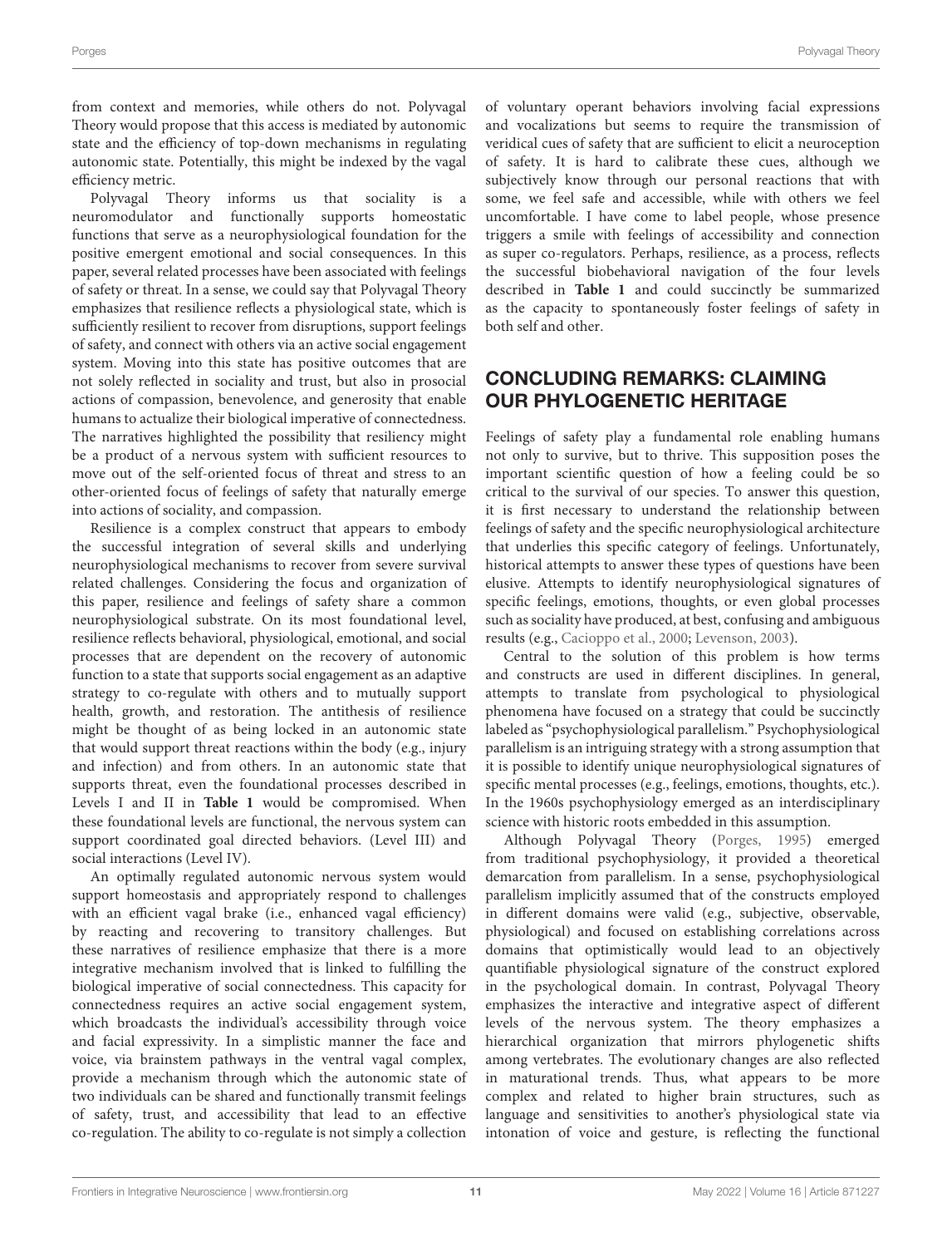from context and memories, while others do not. Polyvagal Theory would propose that this access is mediated by autonomic state and the efficiency of top-down mechanisms in regulating autonomic state. Potentially, this might be indexed by the vagal efficiency metric.

Polyvagal Theory informs us that sociality is a neuromodulator and functionally supports homeostatic functions that serve as a neurophysiological foundation for the positive emergent emotional and social consequences. In this paper, several related processes have been associated with feelings of safety or threat. In a sense, we could say that Polyvagal Theory emphasizes that resilience reflects a physiological state, which is sufficiently resilient to recover from disruptions, support feelings of safety, and connect with others via an active social engagement system. Moving into this state has positive outcomes that are not solely reflected in sociality and trust, but also in prosocial actions of compassion, benevolence, and generosity that enable humans to actualize their biological imperative of connectedness. The narratives highlighted the possibility that resiliency might be a product of a nervous system with sufficient resources to move out of the self-oriented focus of threat and stress to an other-oriented focus of feelings of safety that naturally emerge into actions of sociality, and compassion.

Resilience is a complex construct that appears to embody the successful integration of several skills and underlying neurophysiological mechanisms to recover from severe survival related challenges. Considering the focus and organization of this paper, resilience and feelings of safety share a common neurophysiological substrate. On its most foundational level, resilience reflects behavioral, physiological, emotional, and social processes that are dependent on the recovery of autonomic function to a state that supports social engagement as an adaptive strategy to co-regulate with others and to mutually support health, growth, and restoration. The antithesis of resilience might be thought of as being locked in an autonomic state that would support threat reactions within the body (e.g., injury and infection) and from others. In an autonomic state that supports threat, even the foundational processes described in Levels I and II in **Table 1** would be compromised. When these foundational levels are functional, the nervous system can support coordinated goal directed behaviors. (Level III) and social interactions (Level IV).

An optimally regulated autonomic nervous system would support homeostasis and appropriately respond to challenges with an efficient vagal brake (i.e., enhanced vagal efficiency) by reacting and recovering to transitory challenges. But these narratives of resilience emphasize that there is a more integrative mechanism involved that is linked to fulfilling the biological imperative of social connectedness. This capacity for connectedness requires an active social engagement system, which broadcasts the individual's accessibility through voice and facial expressivity. In a simplistic manner the face and voice, via brainstem pathways in the ventral vagal complex, provide a mechanism through which the autonomic state of two individuals can be shared and functionally transmit feelings of safety, trust, and accessibility that lead to an effective co-regulation. The ability to co-regulate is not simply a collection of voluntary operant behaviors involving facial expressions and vocalizations but seems to require the transmission of veridical cues of safety that are sufficient to elicit a neuroception of safety. It is hard to calibrate these cues, although we subjectively know through our personal reactions that with some, we feel safe and accessible, while with others we feel uncomfortable. I have come to label people, whose presence triggers a smile with feelings of accessibility and connection as super co-regulators. Perhaps, resilience, as a process, reflects the successful biobehavioral navigation of the four levels described in **Table 1** and could succinctly be summarized as the capacity to spontaneously foster feelings of safety in both self and other.

## CONCLUDING REMARKS: CLAIMING OUR PHYLOGENETIC HERITAGE

Feelings of safety play a fundamental role enabling humans not only to survive, but to thrive. This supposition poses the important scientific question of how a feeling could be so critical to the survival of our species. To answer this question, it is first necessary to understand the relationship between feelings of safety and the specific neurophysiological architecture that underlies this specific category of feelings. Unfortunately, historical attempts to answer these types of questions have been elusive. Attempts to identify neurophysiological signatures of specific feelings, emotions, thoughts, or even global processes such as sociality have produced, at best, confusing and ambiguous results (e.g., Cacioppo et al., 2000; Levenson, 2003).

Central to the solution of this problem is how terms and constructs are used in different disciplines. In general, attempts to translate from psychological to physiological phenomena have focused on a strategy that could be succinctly labeled as "psychophysiological parallelism." Psychophysiological parallelism is an intriguing strategy with a strong assumption that it is possible to identify unique neurophysiological signatures of specific mental processes (e.g., feelings, emotions, thoughts, etc.). In the 1960s psychophysiology emerged as an interdisciplinary science with historic roots embedded in this assumption.

Although Polyvagal Theory (Porges, 1995) emerged from traditional psychophysiology, it provided a theoretical demarcation from parallelism. In a sense, psychophysiological parallelism implicitly assumed that of the constructs employed in different domains were valid (e.g., subjective, observable, physiological) and focused on establishing correlations across domains that optimistically would lead to an objectively quantifiable physiological signature of the construct explored in the psychological domain. In contrast, Polyvagal Theory emphasizes the interactive and integrative aspect of different levels of the nervous system. The theory emphasizes a hierarchical organization that mirrors phylogenetic shifts among vertebrates. The evolutionary changes are also reflected in maturational trends. Thus, what appears to be more complex and related to higher brain structures, such as language and sensitivities to another's physiological state via intonation of voice and gesture, is reflecting the functional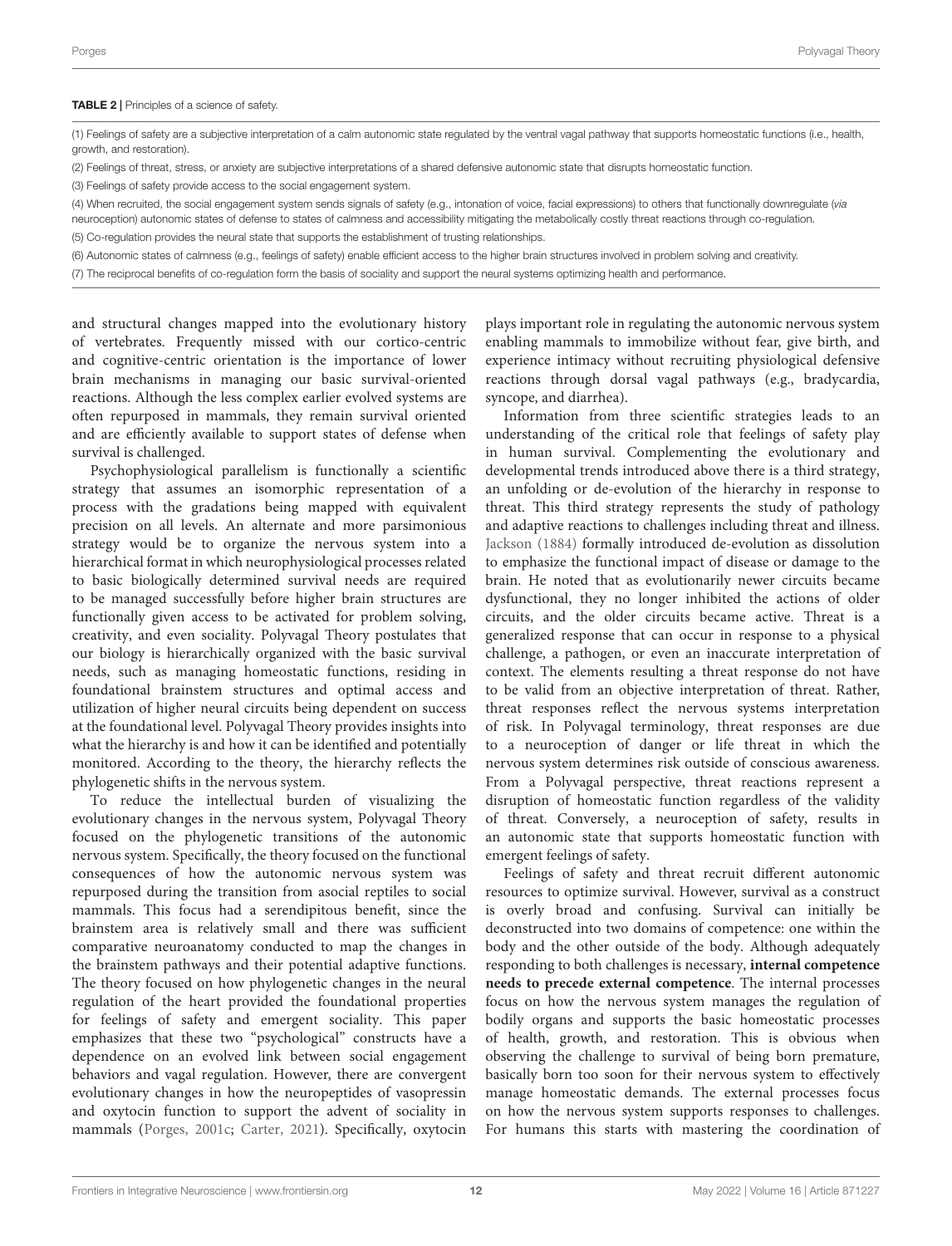**TABLE 2** | Principles of a science of safety.

| |
|---|
| (1) Feelings of safety are a subjective interpretation of a calm autonomic state regulated by the ventral vagal pathway that supports homeostatic functions (i.e., health, growth, and restoration). |
| (2) Feelings of threat, stress, or anxiety are subjective interpretations of a shared defensive autonomic state that disrupts homeostatic function. |
| (3) Feelings of safety provide access to the social engagement system. |
| (4) When recruited, the social engagement system sends signals of safety (e.g., intonation of voice, facial expressions) to others that functionally downregulate (*via* neuroception) autonomic states of defense to states of calmness and accessibility mitigating the metabolically costly threat reactions through co-regulation. |
| (5) Co-regulation provides the neural state that supports the establishment of trusting relationships. |
| (6) Autonomic states of calmness (e.g., feelings of safety) enable efficient access to the higher brain structures involved in problem solving and creativity. |
| (7) The reciprocal benefits of co-regulation form the basis of sociality and support the neural systems optimizing health and performance. |

and structural changes mapped into the evolutionary history of vertebrates. Frequently missed with our cortico-centric and cognitive-centric orientation is the importance of lower brain mechanisms in managing our basic survival-oriented reactions. Although the less complex earlier evolved systems are often repurposed in mammals, they remain survival oriented and are efficiently available to support states of defense when survival is challenged.

Psychophysiological parallelism is functionally a scientific strategy that assumes an isomorphic representation of a process with the gradations being mapped with equivalent precision on all levels. An alternate and more parsimonious strategy would be to organize the nervous system into a hierarchical format in which neurophysiological processes related to basic biologically determined survival needs are required to be managed successfully before higher brain structures are functionally given access to be activated for problem solving, creativity, and even sociality. Polyvagal Theory postulates that our biology is hierarchically organized with the basic survival needs, such as managing homeostatic functions, residing in foundational brainstem structures and optimal access and utilization of higher neural circuits being dependent on success at the foundational level. Polyvagal Theory provides insights into what the hierarchy is and how it can be identified and potentially monitored. According to the theory, the hierarchy reflects the phylogenetic shifts in the nervous system.

To reduce the intellectual burden of visualizing the evolutionary changes in the nervous system, Polyvagal Theory focused on the phylogenetic transitions of the autonomic nervous system. Specifically, the theory focused on the functional consequences of how the autonomic nervous system was repurposed during the transition from asocial reptiles to social mammals. This focus had a serendipitous benefit, since the brainstem area is relatively small and there was sufficient comparative neuroanatomy conducted to map the changes in the brainstem pathways and their potential adaptive functions. The theory focused on how phylogenetic changes in the neural regulation of the heart provided the foundational properties for feelings of safety and emergent sociality. This paper emphasizes that these two "psychological" constructs have a dependence on an evolved link between social engagement behaviors and vagal regulation. However, there are convergent evolutionary changes in how the neuropeptides of vasopressin and oxytocin function to support the advent of sociality in mammals (Porges, 2001c; Carter, 2021). Specifically, oxytocin plays important role in regulating the autonomic nervous system enabling mammals to immobilize without fear, give birth, and experience intimacy without recruiting physiological defensive reactions through dorsal vagal pathways (e.g., bradycardia, syncope, and diarrhea).

Information from three scientific strategies leads to an understanding of the critical role that feelings of safety play in human survival. Complementing the evolutionary and developmental trends introduced above there is a third strategy, an unfolding or de-evolution of the hierarchy in response to threat. This third strategy represents the study of pathology and adaptive reactions to challenges including threat and illness. Jackson (1884) formally introduced de-evolution as dissolution to emphasize the functional impact of disease or damage to the brain. He noted that as evolutionarily newer circuits became dysfunctional, they no longer inhibited the actions of older circuits, and the older circuits became active. Threat is a generalized response that can occur in response to a physical challenge, a pathogen, or even an inaccurate interpretation of context. The elements resulting a threat response do not have to be valid from an objective interpretation of threat. Rather, threat responses reflect the nervous systems interpretation of risk. In Polyvagal terminology, threat responses are due to a neuroception of danger or life threat in which the nervous system determines risk outside of conscious awareness. From a Polyvagal perspective, threat reactions represent a disruption of homeostatic function regardless of the validity of threat. Conversely, a neuroception of safety, results in an autonomic state that supports homeostatic function with emergent feelings of safety.

Feelings of safety and threat recruit different autonomic resources to optimize survival. However, survival as a construct is overly broad and confusing. Survival can initially be deconstructed into two domains of competence: one within the body and the other outside of the body. Although adequately responding to both challenges is necessary, **internal competence needs to precede external competence**. The internal processes focus on how the nervous system manages the regulation of bodily organs and supports the basic homeostatic processes of health, growth, and restoration. This is obvious when observing the challenge to survival of being born premature, basically born too soon for their nervous system to effectively manage homeostatic demands. The external processes focus on how the nervous system supports responses to challenges. For humans this starts with mastering the coordination of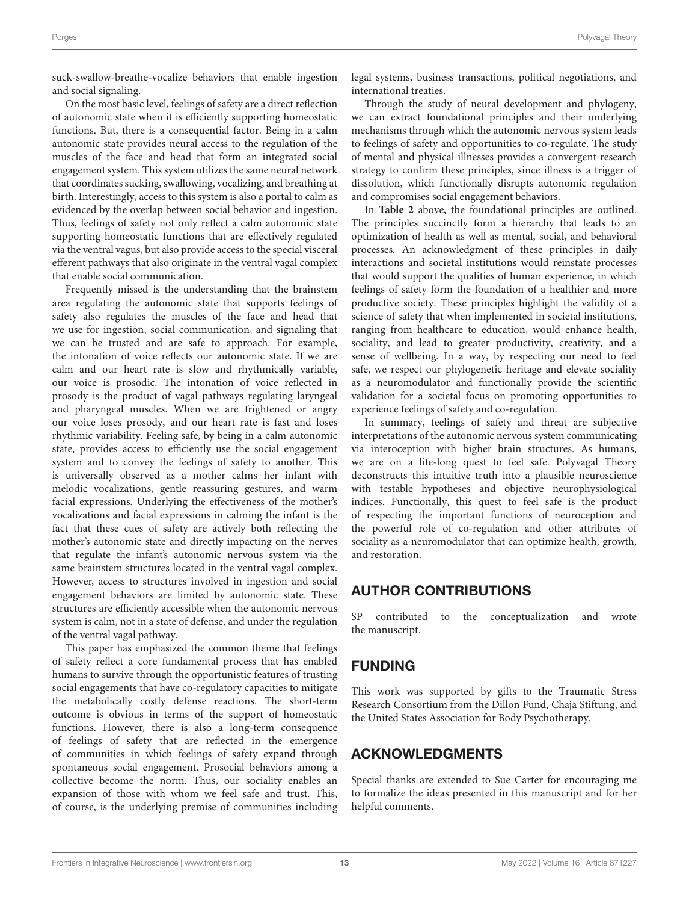suck-swallow-breathe-vocalize behaviors that enable ingestion and social signaling.

On the most basic level, feelings of safety are a direct reflection of autonomic state when it is efficiently supporting homeostatic functions. But, there is a consequential factor. Being in a calm autonomic state provides neural access to the regulation of the muscles of the face and head that form an integrated social engagement system. This system utilizes the same neural network that coordinates sucking, swallowing, vocalizing, and breathing at birth. Interestingly, access to this system is also a portal to calm as evidenced by the overlap between social behavior and ingestion. Thus, feelings of safety not only reflect a calm autonomic state supporting homeostatic functions that are effectively regulated via the ventral vagus, but also provide access to the special visceral efferent pathways that also originate in the ventral vagal complex that enable social communication.

Frequently missed is the understanding that the brainstem area regulating the autonomic state that supports feelings of safety also regulates the muscles of the face and head that we use for ingestion, social communication, and signaling that we can be trusted and are safe to approach. For example, the intonation of voice reflects our autonomic state. If we are calm and our heart rate is slow and rhythmically variable, our voice is prosodic. The intonation of voice reflected in prosody is the product of vagal pathways regulating laryngeal and pharyngeal muscles. When we are frightened or angry our voice loses prosody, and our heart rate is fast and loses rhythmic variability. Feeling safe, by being in a calm autonomic state, provides access to efficiently use the social engagement system and to convey the feelings of safety to another. This is universally observed as a mother calms her infant with melodic vocalizations, gentle reassuring gestures, and warm facial expressions. Underlying the effectiveness of the mother's vocalizations and facial expressions in calming the infant is the fact that these cues of safety are actively both reflecting the mother's autonomic state and directly impacting on the nerves that regulate the infant's autonomic nervous system via the same brainstem structures located in the ventral vagal complex. However, access to structures involved in ingestion and social engagement behaviors are limited by autonomic state. These structures are efficiently accessible when the autonomic nervous system is calm, not in a state of defense, and under the regulation of the ventral vagal pathway.

This paper has emphasized the common theme that feelings of safety reflect a core fundamental process that has enabled humans to survive through the opportunistic features of trusting social engagements that have co-regulatory capacities to mitigate the metabolically costly defense reactions. The short-term outcome is obvious in terms of the support of homeostatic functions. However, there is also a long-term consequence of feelings of safety that are reflected in the emergence of communities in which feelings of safety expand through spontaneous social engagement. Prosocial behaviors among a collective become the norm. Thus, our sociality enables an expansion of those with whom we feel safe and trust. This, of course, is the underlying premise of communities including legal systems, business transactions, political negotiations, and international treaties.

Through the study of neural development and phylogeny, we can extract foundational principles and their underlying mechanisms through which the autonomic nervous system leads to feelings of safety and opportunities to co-regulate. The study of mental and physical illnesses provides a convergent research strategy to confirm these principles, since illness is a trigger of dissolution, which functionally disrupts autonomic regulation and compromises social engagement behaviors.

In **Table 2** above, the foundational principles are outlined. The principles succinctly form a hierarchy that leads to an optimization of health as well as mental, social, and behavioral processes. An acknowledgment of these principles in daily interactions and societal institutions would reinstate processes that would support the qualities of human experience, in which feelings of safety form the foundation of a healthier and more productive society. These principles highlight the validity of a science of safety that when implemented in societal institutions, ranging from healthcare to education, would enhance health, sociality, and lead to greater productivity, creativity, and a sense of wellbeing. In a way, by respecting our need to feel safe, we respect our phylogenetic heritage and elevate sociality as a neuromodulator and functionally provide the scientific validation for a societal focus on promoting opportunities to experience feelings of safety and co-regulation.

In summary, feelings of safety and threat are subjective interpretations of the autonomic nervous system communicating via interoception with higher brain structures. As humans, we are on a life-long quest to feel safe. Polyvagal Theory deconstructs this intuitive truth into a plausible neuroscience with testable hypotheses and objective neurophysiological indices. Functionally, this quest to feel safe is the product of respecting the important functions of neuroception and the powerful role of co-regulation and other attributes of sociality as a neuromodulator that can optimize health, growth, and restoration.

## AUTHOR CONTRIBUTIONS

SP contributed to the conceptualization and wrote the manuscript.

## FUNDING

This work was supported by gifts to the Traumatic Stress Research Consortium from the Dillon Fund, Chaja Stiftung, and the United States Association for Body Psychotherapy.

## ACKNOWLEDGMENTS

Special thanks are extended to Sue Carter for encouraging me to formalize the ideas presented in this manuscript and for her helpful comments.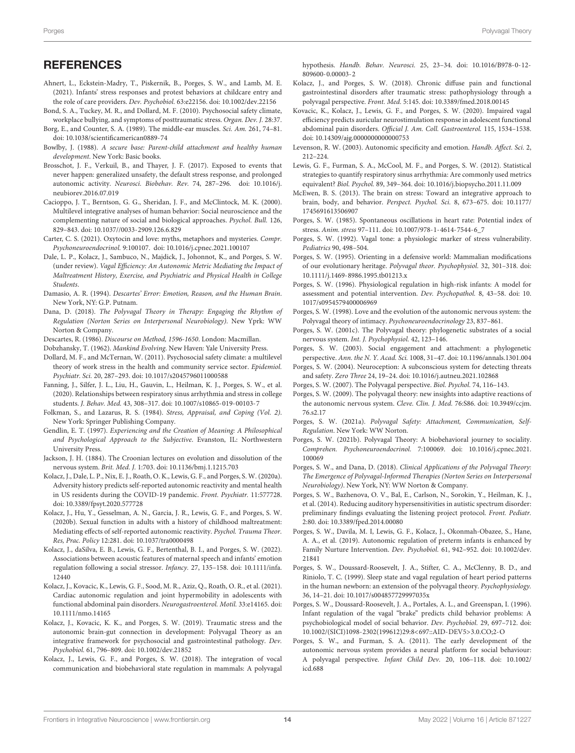## REFERENCES

Ahnert, L., Eckstein-Madry, T., Piskernik, B., Porges, S. W., and Lamb, M. E. (2021). Infants' stress responses and protest behaviors at childcare entry and the role of care providers. *Dev. Psychobiol.* 63:e22156. doi: 10.1002/dev.22156

Bond, S. A., Tuckey, M. R., and Dollard, M. F. (2010). Psychosocial safety climate, workplace bullying, and symptoms of posttraumatic stress. *Organ. Dev. J.* 28:37.

Borg, E., and Counter, S. A. (1989). The middle-ear muscles. *Sci. Am.* 261, 74–81. doi: 10.1038/scientificamerican0889-74

Bowlby, J. (1988). *A secure base: Parent-child attachment and healthy human development.* New York: Basic books.

Brosschot, J. F., Verkuil, B., and Thayer, J. F. (2017). Exposed to events that never happen: generalized unsafety, the default stress response, and prolonged autonomic activity. *Neurosci. Biobehav. Rev.* 74, 287–296. doi: 10.1016/j.neubiorev.2016.07.019

Cacioppo, J. T., Berntson, G. G., Sheridan, J. F., and McClintock, M. K. (2000). Multilevel integrative analyses of human behavior: Social neuroscience and the complementing nature of social and biological approaches. *Psychol. Bull.* 126, 829–843. doi: 10.1037//0033-2909.126.6.829

Carter, C. S. (2021). Oxytocin and love: myths, metaphors and mysteries. *Compr. Psychoneuroendocrinol.* 9:100107. doi: 10.1016/j.cpnec.2021.100107

Dale, L. P., Kolacz, J., Sambuco, N., Majdick, J., Johonnot, K., and Porges, S. W. (under review). *Vagal Efficiency: An Autonomic Metric Mediating the Impact of Maltreatment History, Exercise, and Psychiatric and Physical Health in College Students.*

Damasio, A. R. (1994). *Descartes' Error: Emotion, Reason, and the Human Brain.* New York, NY: G.P. Putnam.

Dana, D. (2018). *The Polyvagal Theory in Therapy: Engaging the Rhythm of Regulation (Norton Series on Interpersonal Neurobiology).* New Yprk: WW Norton & Company.

Descartes, R. (1986). *Discourse on Method, 1596-1650.* London: Macmillan.

Dobzhansky, T. (1962). *Mankind Evolving.* New Haven: Yale University Press.

Dollard, M. F., and McTernan, W. (2011). Psychosocial safety climate: a multilevel theory of work stress in the health and community service sector. *Epidemiol. Psychiatr. Sci.* 20, 287–293. doi: 10.1017/s2045796011000588

Fanning, J., Silfer, J. L., Liu, H., Gauvin, L., Heilman, K. J., Porges, S. W., et al. (2020). Relationships between respiratory sinus arrhythmia and stress in college students. *J. Behav. Med.* 43, 308–317. doi: 10.1007/s10865-019-00103-7

Folkman, S., and Lazarus, R. S. (1984). *Stress, Appraisal, and Coping (Vol. 2).* New York: Springer Publishing Company.

Gendlin, E. T. (1997). *Experiencing and the Creation of Meaning: A Philosophical and Psychological Approach to the Subjective.* Evanston, IL: Northwestern University Press.

Jackson, J. H. (1884). The Croonian lectures on evolution and dissolution of the nervous system. *Brit. Med. J.* 1:703. doi: 10.1136/bmj.1.1215.703

Kolacz, J., Dale, L. P., Nix, E. J., Roath, O. K., Lewis, G. F., and Porges, S. W. (2020a). Adversity history predicts self-reported autonomic reactivity and mental health in US residents during the COVID-19 pandemic. *Front. Psychiatr.* 11:577728. doi: 10.3389/fpsyt.2020.577728

Kolacz, J., Hu, Y., Gesselman, A. N., Garcia, J. R., Lewis, G. F., and Porges, S. W. (2020b). Sexual function in adults with a history of childhood maltreatment: Mediating effects of self-reported autonomic reactivity. *Psychol. Trauma Theor. Res, Prac. Policy* 12:281. doi: 10.1037/tra0000498

Kolacz, J., daSilva, E. B., Lewis, G. F., Bertenthal, B. I., and Porges, S. W. (2022). Associations between acoustic features of maternal speech and infants' emotion regulation following a social stressor. *Infancy.* 27, 135–158. doi: 10.1111/infa.12440

Kolacz, J., Kovacic, K., Lewis, G. F., Sood, M. R., Aziz, Q., Roath, O. R., et al. (2021). Cardiac autonomic regulation and joint hypermobility in adolescents with functional abdominal pain disorders. *Neurogastroenterol. Motil.* 33:e14165. doi: 10.1111/nmo.14165

Kolacz, J., Kovacic, K. K., and Porges, S. W. (2019). Traumatic stress and the autonomic brain-gut connection in development: Polyvagal Theory as an integrative framework for psychosocial and gastrointestinal pathology. *Dev. Psychobiol.* 61, 796–809. doi: 10.1002/dev.21852

Kolacz, J., Lewis, G. F., and Porges, S. W. (2018). The integration of vocal communication and biobehavioral state regulation in mammals: A polyvagal hypothesis. *Handb. Behav. Neurosci.* 25, 23–34. doi: 10.1016/B978-0-12-809600-0.00003-2

Kolacz, J., and Porges, S. W. (2018). Chronic diffuse pain and functional gastrointestinal disorders after traumatic stress: pathophysiology through a polyvagal perspective. *Front. Med.* 5:145. doi: 10.3389/fmed.2018.00145

Kovacic, K., Kolacz, J., Lewis, G. F., and Porges, S. W. (2020). Impaired vagal efficiency predicts auricular neurostimulation response in adolescent functional abdominal pain disorders. *Official J. Am. Coll. Gastroenterol.* 115, 1534–1538. doi: 10.14309/ajg.0000000000000753

Levenson, R. W. (2003). Autonomic specificity and emotion. *Handb. Affect. Sci.* 2, 212–224.

Lewis, G. F., Furman, S. A., McCool, M. F., and Porges, S. W. (2012). Statistical strategies to quantify respiratory sinus arrhythmia: Are commonly used metrics equivalent? *Biol. Psychol.* 89, 349–364. doi: 10.1016/j.biopsycho.2011.11.009

McEwen, B. S. (2013). The brain on stress: Toward an integrative approach to brain, body, and behavior. *Perspect. Psychol. Sci.* 8, 673–675. doi: 10.1177/1745691613506907

Porges, S. W. (1985). Spontaneous oscillations in heart rate: Potential index of stress. *Anim. stress* 97–111. doi: 10.1007/978-1-4614-7544-6_7

Porges, S. W. (1992). Vagal tone: a physiologic marker of stress vulnerability. *Pediatrics* 90, 498–504.

Porges, S. W. (1995). Orienting in a defensive world: Mammalian modifications of our evolutionary heritage. *Polyvagal theor. Psychophysiol.* 32, 301–318. doi: 10.1111/j.1469-8986.1995.tb01213.x

Porges, S. W. (1996). Physiological regulation in high-risk infants: A model for assessment and potential intervention. *Dev. Psychopathol.* 8, 43–58. doi: 10.1017/s0954579400006969

Porges, S. W. (1998). Love and the evolution of the autonomic nervous system: the Polyvagal theory of intimacy. *Psychoneuroendocrinology* 23, 837–861.

Porges, S. W. (2001c). The Polyvagal theory: phylogenetic substrates of a social nervous system. *Int. J. Psychophysiol.* 42, 123–146.

Porges, S. W. (2003). Social engagement and attachment: a phylogenetic perspective. *Ann. the N. Y. Acad. Sci.* 1008, 31–47. doi: 10.1196/annals.1301.004

Porges, S. W. (2004). Neuroception: A subconscious system for detecting threats and safety. *Zero Three* 24, 19–24. doi: 10.1016/j.autneu.2021.102868

Porges, S. W. (2007). The Polyvagal perspective. *Biol. Psychol.* 74, 116–143.

Porges, S. W. (2009). The polyvagal theory: new insights into adaptive reactions of the autonomic nervous system. *Cleve. Clin. J. Med.* 76:S86. doi: 10.3949/ccjm.76.s2.17

Porges, S. W. (2021a). *Polyvagal Safety: Attachment, Communication, Self-Regulation.* New York: WW Norton.

Porges, S. W. (2021b). Polyvagal Theory: A biobehavioral journey to sociality. *Comprehen. Psychoneuroendocrinol.* 7:100069. doi: 10.1016/j.cpnec.2021.100069

Porges, S. W., and Dana, D. (2018). *Clinical Applications of the Polyvagal Theory: The Emergence of Polyvagal-Informed Therapies (Norton Series on Interpersonal Neurobiology).* New York, NY: WW Norton & Company.

Porges, S. W., Bazhenova, O. V., Bal, E., Carlson, N., Sorokin, Y., Heilman, K. J., et al. (2014). Reducing auditory hypersensitivities in autistic spectrum disorder: preliminary findings evaluating the listening project protocol. *Front. Pediatr.* 2:80. doi: 10.3389/fped.2014.00080

Porges, S. W., Davila, M. I, Lewis, G. F., Kolacz, J., Okonmah-Obazee, S., Hane, A. A., et al. (2019). Autonomic regulation of preterm infants is enhanced by Family Nurture Intervention. *Dev. Psychobiol.* 61, 942–952. doi: 10.1002/dev.21841

Porges, S. W., Doussard-Roosevelt, J. A., Stifter, C. A., McClenny, B. D., and Riniolo, T. C. (1999). Sleep state and vagal regulation of heart period patterns in the human newborn: an extension of the polyvagal theory. *Psychophysiology.* 36, 14–21. doi: 10.1017/s004857729997035x

Porges, S. W., Doussard-Roosevelt, J. A., Portales, A. L., and Greenspan, I. (1996). Infant regulation of the vagal "brake" predicts child behavior problems: A psychobiological model of social behavior. *Dev. Psychobiol.* 29, 697–712. doi: 10.1002/(SICI)1098-2302(199612)29:8<697::AID-DEV5>3.0.CO;2-O

Porges, S. W., and Furman, S. A. (2011). The early development of the autonomic nervous system provides a neural platform for social behaviour: A polyvagal perspective. *Infant Child Dev.* 20, 106–118. doi: 10.1002/icd.688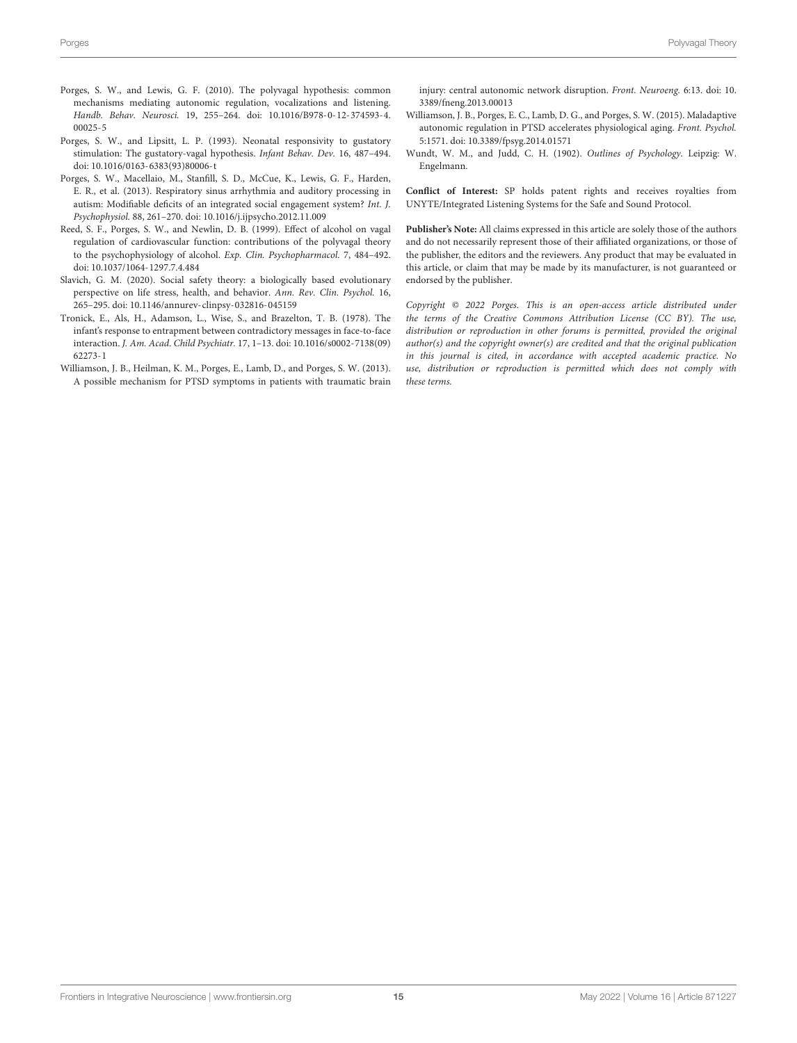Porges, S. W., and Lewis, G. F. (2010). The polyvagal hypothesis: common mechanisms mediating autonomic regulation, vocalizations and listening. *Handb. Behav. Neurosci.* 19, 255–264. doi: 10.1016/B978-0-12-374593-4.00025-5

Porges, S. W., and Lipsitt, L. P. (1993). Neonatal responsivity to gustatory stimulation: The gustatory-vagal hypothesis. *Infant Behav. Dev.* 16, 487–494. doi: 10.1016/0163-6383(93)80006-t

Porges, S. W., Macellaio, M., Stanfill, S. D., McCue, K., Lewis, G. F., Harden, E. R., et al. (2013). Respiratory sinus arrhythmia and auditory processing in autism: Modifiable deficits of an integrated social engagement system? *Int. J. Psychophysiol.* 88, 261–270. doi: 10.1016/j.ijpsycho.2012.11.009

Reed, S. F., Porges, S. W., and Newlin, D. B. (1999). Effect of alcohol on vagal regulation of cardiovascular function: contributions of the polyvagal theory to the psychophysiology of alcohol. *Exp. Clin. Psychopharmacol.* 7, 484–492. doi: 10.1037/1064-1297.7.4.484

Slavich, G. M. (2020). Social safety theory: a biologically based evolutionary perspective on life stress, health, and behavior. *Ann. Rev. Clin. Psychol.* 16, 265–295. doi: 10.1146/annurev-clinpsy-032816-045159

Tronick, E., Als, H., Adamson, L., Wise, S., and Brazelton, T. B. (1978). The infant's response to entrapment between contradictory messages in face-to-face interaction. *J. Am. Acad. Child Psychiatr.* 17, 1–13. doi: 10.1016/s0002-7138(09)62273-1

Williamson, J. B., Heilman, K. M., Porges, E., Lamb, D., and Porges, S. W. (2013). A possible mechanism for PTSD symptoms in patients with traumatic brain injury: central autonomic network disruption. *Front. Neuroeng.* 6:13. doi: 10.3389/fneng.2013.00013

Williamson, J. B., Porges, E. C., Lamb, D. G., and Porges, S. W. (2015). Maladaptive autonomic regulation in PTSD accelerates physiological aging. *Front. Psychol.* 5:1571. doi: 10.3389/fpsyg.2014.01571

Wundt, W. M., and Judd, C. H. (1902). *Outlines of Psychology*. Leipzig: W. Engelmann.

**Conflict of Interest:** SP holds patent rights and receives royalties from UNYTE/Integrated Listening Systems for the Safe and Sound Protocol.

**Publisher's Note:** All claims expressed in this article are solely those of the authors and do not necessarily represent those of their affiliated organizations, or those of the publisher, the editors and the reviewers. Any product that may be evaluated in this article, or claim that may be made by its manufacturer, is not guaranteed or endorsed by the publisher.

*Copyright © 2022 Porges. This is an open-access article distributed under the terms of the Creative Commons Attribution License (CC BY). The use, distribution or reproduction in other forums is permitted, provided the original author(s) and the copyright owner(s) are credited and that the original publication in this journal is cited, in accordance with accepted academic practice. No use, distribution or reproduction is permitted which does not comply with these terms.*